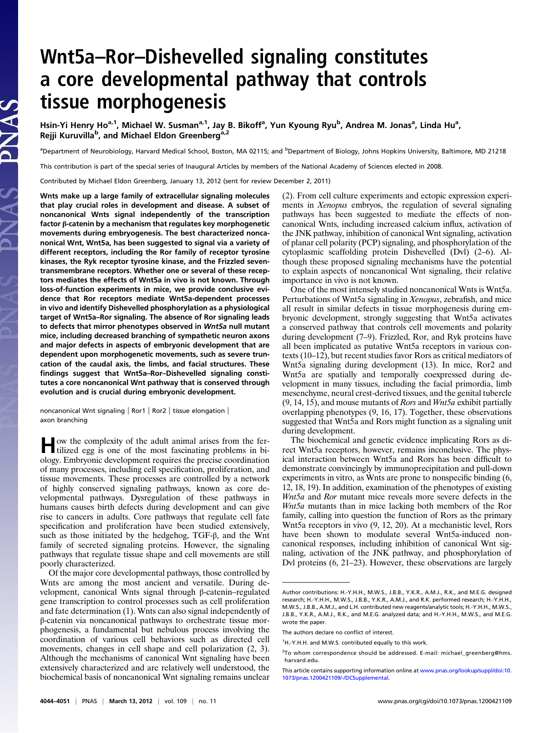# Wnt5a–Ror–Dishevelled signaling constitutes a core developmental pathway that controls tissue morphogenesis

Hsin-Yi Henry Ho[a,1], Michael W. Susman[a,1], Jay B. Bikoff[a], Yun Kyoung Ryu[b], Andrea M. Jonas[a], Linda Hu[a], Rejji Kuruvilla[b], and Michael Eldon Greenberg[a,2]

[a]Department of Neurobiology, Harvard Medical School, Boston, MA 02115; and [b]Department of Biology, Johns Hopkins University, Baltimore, MD 21218

This contribution is part of the special series of Inaugural Articles by members of the National Academy of Sciences elected in 2008.

Contributed by Michael Eldon Greenberg, January 13, 2012 (sent for review December 2, 2011)

**Wnts make up a large family of extracellular signaling molecules that play crucial roles in development and disease. A subset of noncanonical Wnts signal independently of the transcription factor β-catenin by a mechanism that regulates key morphogenetic movements during embryogenesis. The best characterized noncanonical Wnt, Wnt5a, has been suggested to signal via a variety of different receptors, including the Ror family of receptor tyrosine kinases, the Ryk receptor tyrosine kinase, and the Frizzled seven-transmembrane receptors. Whether one or several of these receptors mediates the effects of Wnt5a in vivo is not known. Through loss-of-function experiments in mice, we provide conclusive evidence that Ror receptors mediate Wnt5a-dependent processes in vivo and identify Dishevelled phosphorylation as a physiological target of Wnt5a–Ror signaling. The absence of Ror signaling leads to defects that mirror phenotypes observed in *Wnt5a* null mutant mice, including decreased branching of sympathetic neuron axons and major defects in aspects of embryonic development that are dependent upon morphogenetic movements, such as severe truncation of the caudal axis, the limbs, and facial structures. These findings suggest that Wnt5a–Ror–Dishevelled signaling constitutes a core noncanonical Wnt pathway that is conserved through evolution and is crucial during embryonic development.**

noncanonical Wnt signaling | Ror1 | Ror2 | tissue elongation | axon branching

How the complexity of the adult animal arises from the fertilized egg is one of the most fascinating problems in biology. Embryonic development requires the precise coordination of many processes, including cell specification, proliferation, and tissue movements. These processes are controlled by a network of highly conserved signaling pathways, known as core developmental pathways. Dysregulation of these pathways in humans causes birth defects during development and can give rise to cancers in adults. Core pathways that regulate cell fate specification and proliferation have been studied extensively, such as those initiated by the hedgehog, TGF-β, and the Wnt family of secreted signaling proteins. However, the signaling pathways that regulate tissue shape and cell movements are still poorly characterized.

Of the major core developmental pathways, those controlled by Wnts are among the most ancient and versatile. During development, canonical Wnts signal through β-catenin–regulated gene transcription to control processes such as cell proliferation and fate determination (1). Wnts can also signal independently of β-catenin via noncanonical pathways to orchestrate tissue morphogenesis, a fundamental but nebulous process involving the coordination of various cell behaviors such as directed cell movements, changes in cell shape and cell polarization (2, 3). Although the mechanisms of canonical Wnt signaling have been extensively characterized and are relatively well understood, the biochemical basis of noncanonical Wnt signaling remains unclear (2). From cell culture experiments and ectopic expression experiments in *Xenopus* embryos, the regulation of several signaling pathways has been suggested to mediate the effects of noncanonical Wnts, including increased calcium influx, activation of the JNK pathway, inhibition of canonical Wnt signaling, activation of planar cell polarity (PCP) signaling, and phosphorylation of the cytoplasmic scaffolding protein Dishevelled (Dvl) (2–6). Although these proposed signaling mechanisms have the potential to explain aspects of noncanonical Wnt signaling, their relative importance in vivo is not known.

One of the most intensely studied noncanonical Wnts is Wnt5a. Perturbations of Wnt5a signaling in *Xenopus*, zebrafish, and mice all result in similar defects in tissue morphogenesis during embryonic development, strongly suggesting that Wnt5a activates a conserved pathway that controls cell movements and polarity during development (7–9). Frizzled, Ror, and Ryk proteins have all been implicated as putative Wnt5a receptors in various contexts (10–12), but recent studies favor Rors as critical mediators of Wnt5a signaling during development (13). In mice, Ror2 and Wnt5a are spatially and temporally coexpressed during development in many tissues, including the facial primordia, limb mesenchyme, neural crest-derived tissues, and the genital tubercle (9, 14, 15), and mouse mutants of *Rors* and *Wnt5a* exhibit partially overlapping phenotypes (9, 16, 17). Together, these observations suggested that Wnt5a and Rors might function as a signaling unit during development.

The biochemical and genetic evidence implicating Rors as direct Wnt5a receptors, however, remains inconclusive. The physical interaction between Wnt5a and Rors has been difficult to demonstrate convincingly by immunoprecipitation and pull-down experiments in vitro, as Wnts are prone to nonspecific binding (6, 12, 18, 19). In addition, examination of the phenotypes of existing *Wnt5a* and *Ror* mutant mice reveals more severe defects in the *Wnt5a* mutants than in mice lacking both members of the Ror family, calling into question the function of Rors as the primary Wnt5a receptors in vivo (9, 12, 20). At a mechanistic level, Rors have been shown to modulate several Wnt5a-induced noncanonical responses, including inhibition of canonical Wnt signaling, activation of the JNK pathway, and phosphorylation of Dvl proteins (6, 21–23). However, these observations are largely

Author contributions: H.-Y.H.H., M.W.S., J.B.B., Y.K.R., A.M.J., R.K., and M.E.G. designed research; H.-Y.H.H., M.W.S., J.B.B., Y.K.R., A.M.J., and R.K. performed research; H.-Y.H.H., M.W.S., J.B.B., A.M.J., and L.H. contributed new reagents/analytic tools; H.-Y.H.H., M.W.S., J.B.B., Y.K.R., A.M.J., R.K., and M.E.G. analyzed data; and H.-Y.H.H., M.W.S., and M.E.G. wrote the paper.

The authors declare no conflict of interest.

[1]H.-Y.H.H. and M.W.S. contributed equally to this work.

[2]To whom correspondence should be addressed. E-mail: michael_greenberg@hms.harvard.edu.

This article contains supporting information online at www.pnas.org/lookup/suppl/doi:10.1073/pnas.1200421109/-/DCSupplemental.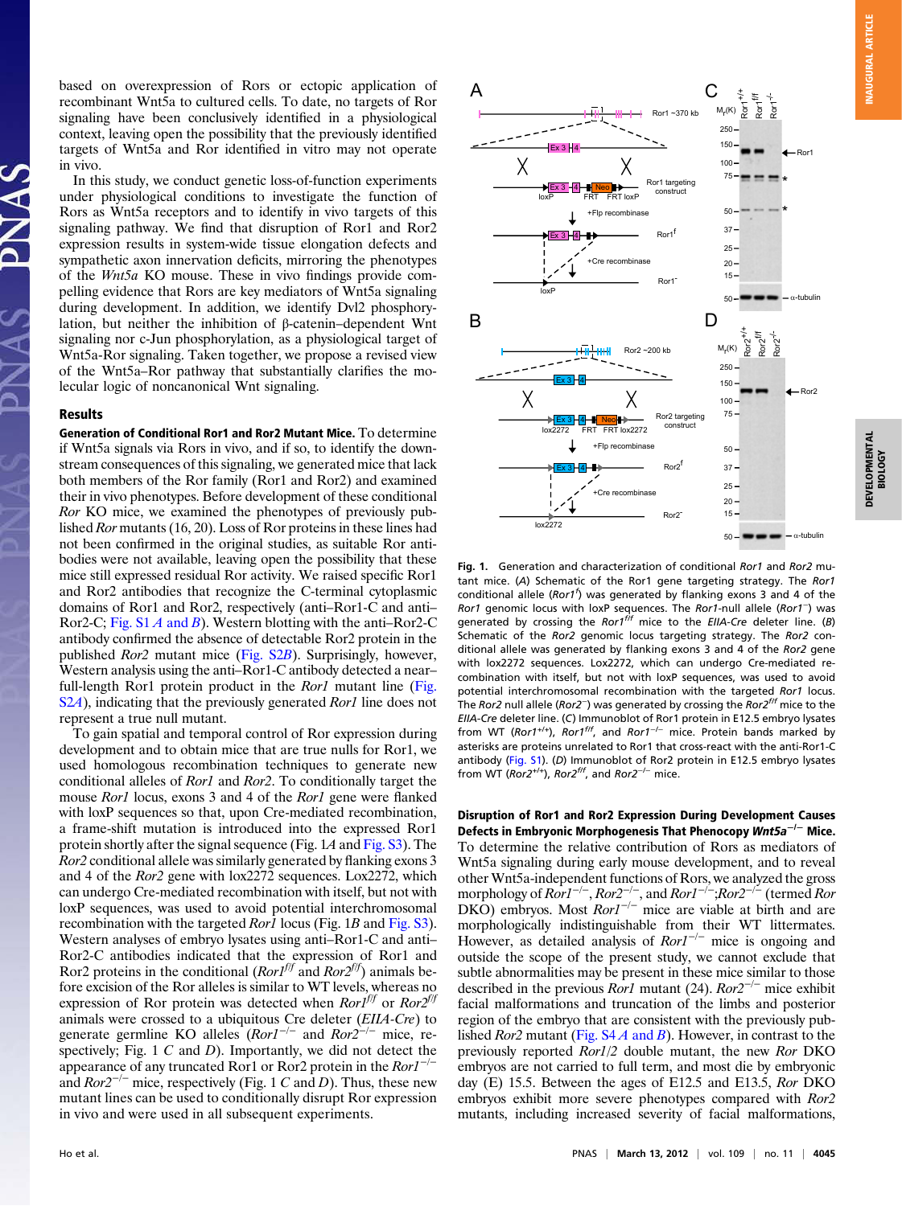based on overexpression of Rors or ectopic application of recombinant Wnt5a to cultured cells. To date, no targets of Ror signaling have been conclusively identified in a physiological context, leaving open the possibility that the previously identified targets of Wnt5a and Ror identified in vitro may not operate in vivo.

In this study, we conduct genetic loss-of-function experiments under physiological conditions to investigate the function of Rors as Wnt5a receptors and to identify in vivo targets of this signaling pathway. We find that disruption of Ror1 and Ror2 expression results in system-wide tissue elongation defects and sympathetic axon innervation deficits, mirroring the phenotypes of the *Wnt5a* KO mouse. These in vivo findings provide compelling evidence that Rors are key mediators of Wnt5a signaling during development. In addition, we identify Dvl2 phosphorylation, but neither the inhibition of β-catenin–dependent Wnt signaling nor c-Jun phosphorylation, as a physiological target of Wnt5a-Ror signaling. Taken together, we propose a revised view of the Wnt5a–Ror pathway that substantially clarifies the molecular logic of noncanonical Wnt signaling.

## Results

**Generation of Conditional Ror1 and Ror2 Mutant Mice.** To determine if Wnt5a signals via Rors in vivo, and if so, to identify the downstream consequences of this signaling, we generated mice that lack both members of the Ror family (Ror1 and Ror2) and examined their in vivo phenotypes. Before development of these conditional *Ror* KO mice, we examined the phenotypes of previously published *Ror* mutants (16, 20). Loss of Ror proteins in these lines had not been confirmed in the original studies, as suitable Ror antibodies were not available, leaving open the possibility that these mice still expressed residual Ror activity. We raised specific Ror1 and Ror2 antibodies that recognize the C-terminal cytoplasmic domains of Ror1 and Ror2, respectively (anti–Ror1-C and anti–Ror2-C; Fig. S1 *A* and *B*). Western blotting with the anti–Ror2-C antibody confirmed the absence of detectable Ror2 protein in the published *Ror2* mutant mice (Fig. S2*B*). Surprisingly, however, Western analysis using the anti–Ror1-C antibody detected a near–full-length Ror1 protein product in the *Ror1* mutant line (Fig. S2*A*), indicating that the previously generated *Ror1* line does not represent a true null mutant.

To gain spatial and temporal control of Ror expression during development and to obtain mice that are true nulls for Ror1, we used homologous recombination techniques to generate new conditional alleles of *Ror1* and *Ror2*. To conditionally target the mouse *Ror1* locus, exons 3 and 4 of the *Ror1* gene were flanked with loxP sequences so that, upon Cre-mediated recombination, a frame-shift mutation is introduced into the expressed Ror1 protein shortly after the signal sequence (Fig. 1*A* and Fig. S3). The *Ror2* conditional allele was similarly generated by flanking exons 3 and 4 of the *Ror2* gene with lox2272 sequences. Lox2272, which can undergo Cre-mediated recombination with itself, but not with loxP sequences, was used to avoid potential interchromosomal recombination with the targeted *Ror1* locus (Fig. 1*B* and Fig. S3). Western analyses of embryo lysates using anti–Ror1-C and anti–Ror2-C antibodies indicated that the expression of Ror1 and Ror2 proteins in the conditional (*Ror1*$^{f/f}$ and *Ror2*$^{f/f}$) animals before excision of the Ror alleles is similar to WT levels, whereas no expression of Ror protein was detected when *Ror1*$^{f/f}$ or *Ror2*$^{f/f}$ animals were crossed to a ubiquitous Cre deleter (*EIIA-Cre*) to generate germline KO alleles (*Ror1*$^{-/-}$ and *Ror2*$^{-/-}$ mice, respectively; Fig. 1 *C* and *D*). Importantly, we did not detect the appearance of any truncated Ror1 or Ror2 protein in the *Ror1*$^{-/-}$ and *Ror2*$^{-/-}$ mice, respectively (Fig. 1 *C* and *D*). Thus, these new mutant lines can be used to conditionally disrupt Ror expression in vivo and were used in all subsequent experiments.

Fig. 1. Generation and characterization of conditional *Ror1* and *Ror2* mutant mice. (*A*) Schematic of the Ror1 gene targeting strategy. The *Ror1* conditional allele (*Ror1*$^{f}$) was generated by flanking exons 3 and 4 of the *Ror1* genomic locus with loxP sequences. The *Ror1*-null allele (*Ror1*$^{-}$) was generated by crossing the *Ror1*$^{f/f}$ mice to the *EIIA-Cre* deleter line. (*B*) Schematic of the *Ror2* genomic locus targeting strategy. The *Ror2* conditional allele was generated by flanking exons 3 and 4 of the *Ror2* gene with lox2272 sequences. Lox2272, which can undergo Cre-mediated recombination with itself, but not with loxP sequences, was used to avoid potential interchromosomal recombination with the targeted *Ror1* locus. The *Ror2* null allele (*Ror2*$^{-}$) was generated by crossing the *Ror2*$^{f/f}$ mice to the *EIIA-Cre* deleter line. (*C*) Immunoblot of Ror1 protein in E12.5 embryo lysates from WT (*Ror1*$^{+/+}$), *Ror1*$^{f/f}$, and *Ror1*$^{-/-}$ mice. Protein bands marked by asterisks are proteins unrelated to Ror1 that cross-react with the anti-Ror1-C antibody (Fig. S1). (*D*) Immunoblot of Ror2 protein in E12.5 embryo lysates from WT (*Ror2*$^{+/+}$), *Ror2*$^{f/f}$, and *Ror2*$^{-/-}$ mice.

**Disruption of Ror1 and Ror2 Expression During Development Causes Defects in Embryonic Morphogenesis That Phenocopy *Wnt5a*$^{-/-}$ Mice.** To determine the relative contribution of Rors as mediators of Wnt5a signaling during early mouse development, and to reveal other Wnt5a-independent functions of Rors, we analyzed the gross morphology of *Ror1*$^{-/-}$, *Ror2*$^{-/-}$, and *Ror1*$^{-/-}$;*Ror2*$^{-/-}$ (termed *Ror* DKO) embryos. Most *Ror1*$^{-/-}$ mice are viable at birth and are morphologically indistinguishable from their WT littermates. However, as detailed analysis of *Ror1*$^{-/-}$ mice is ongoing and outside the scope of the present study, we cannot exclude that subtle abnormalities may be present in these mice similar to those described in the previous *Ror1* mutant (24). *Ror2*$^{-/-}$ mice exhibit facial malformations and truncation of the limbs and posterior region of the embryo that are consistent with the previously published *Ror2* mutant (Fig. S4 *A* and *B*). However, in contrast to the previously reported *Ror1/2* double mutant, the new *Ror* DKO embryos are not carried to full term, and most die by embryonic day (E) 15.5. Between the ages of E12.5 and E13.5, *Ror* DKO embryos exhibit more severe phenotypes compared with *Ror2* mutants, including increased severity of facial malformations,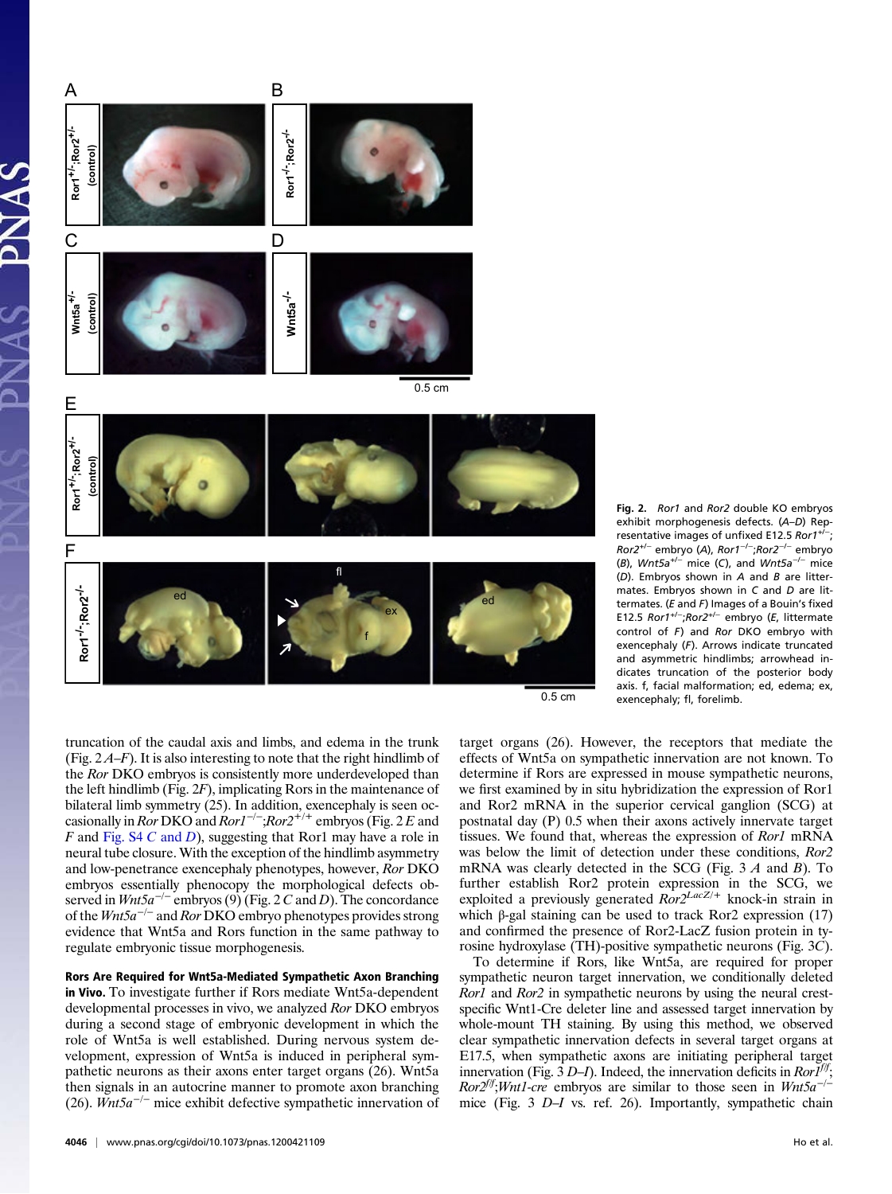**Fig. 2.** *Ror1* and *Ror2* double KO embryos exhibit morphogenesis defects. (*A*–*D*) Representative images of unfixed E12.5 $Ror1^{+/-}$;$Ror2^{+/-}$ embryo (*A*), $Ror1^{-/-}$;$Ror2^{-/-}$ embryo (*B*), $Wnt5a^{+/-}$ mice (*C*), and $Wnt5a^{-/-}$ mice (*D*). Embryos shown in *A* and *B* are littermates. Embryos shown in *C* and *D* are littermates. (*E* and *F*) Images of a Bouin's fixed E12.5 $Ror1^{+/-}$;$Ror2^{+/-}$ embryo (*E*, littermate control of *F*) and *Ror* DKO embryo with exencephaly (*F*). Arrows indicate truncated and asymmetric hindlimbs; arrowhead indicates truncation of the posterior body axis. f, facial malformation; ed, edema; ex, exencephaly; fl, forelimb.

truncation of the caudal axis and limbs, and edema in the trunk (Fig. 2 *A*–*F*). It is also interesting to note that the right hindlimb of the *Ror* DKO embryos is consistently more underdeveloped than the left hindlimb (Fig. 2*F*), implicating Rors in the maintenance of bilateral limb symmetry (25). In addition, exencephaly is seen occasionally in *Ror* DKO and $Ror1^{-/-}$;$Ror2^{+/+}$ embryos (Fig. 2 *E* and *F* and Fig. S4 *C* and *D*), suggesting that Ror1 may have a role in neural tube closure. With the exception of the hindlimb asymmetry and low-penetrance exencephaly phenotypes, however, *Ror* DKO embryos essentially phenocopy the morphological defects observed in $Wnt5a^{-/-}$ embryos (9) (Fig. 2 *C* and *D*). The concordance of the $Wnt5a^{-/-}$ and *Ror* DKO embryo phenotypes provides strong evidence that Wnt5a and Rors function in the same pathway to regulate embryonic tissue morphogenesis.

**Rors Are Required for Wnt5a-Mediated Sympathetic Axon Branching in Vivo.** To investigate further if Rors mediate Wnt5a-dependent developmental processes in vivo, we analyzed *Ror* DKO embryos during a second stage of embryonic development in which the role of Wnt5a is well established. During nervous system development, expression of Wnt5a is induced in peripheral sympathetic neurons as their axons enter target organs (26). Wnt5a then signals in an autocrine manner to promote axon branching (26). $Wnt5a^{-/-}$ mice exhibit defective sympathetic innervation of target organs (26). However, the receptors that mediate the effects of Wnt5a on sympathetic innervation are not known. To determine if Rors are expressed in mouse sympathetic neurons, we first examined by in situ hybridization the expression of Ror1 and Ror2 mRNA in the superior cervical ganglion (SCG) at postnatal day (P) 0.5 when their axons actively innervate target tissues. We found that, whereas the expression of *Ror1* mRNA was below the limit of detection under these conditions, *Ror2* mRNA was clearly detected in the SCG (Fig. 3 *A* and *B*). To further establish Ror2 protein expression in the SCG, we exploited a previously generated $Ror2^{LacZ/+}$ knock-in strain in which β-gal staining can be used to track Ror2 expression (17) and confirmed the presence of Ror2-LacZ fusion protein in tyrosine hydroxylase (TH)-positive sympathetic neurons (Fig. 3*C*).

To determine if Rors, like Wnt5a, are required for proper sympathetic neuron target innervation, we conditionally deleted *Ror1* and *Ror2* in sympathetic neurons by using the neural crest-specific Wnt1-Cre deleter line and assessed target innervation by whole-mount TH staining. By using this method, we observed clear sympathetic innervation defects in several target organs at E17.5, when sympathetic axons are initiating peripheral target innervation (Fig. 3 *D*–*I*). Indeed, the innervation deficits in $Ror1^{f/f}$;$Ror2^{f/f}$;*Wnt1-cre* embryos are similar to those seen in $Wnt5a^{-/-}$ mice (Fig. 3 *D*–*I* vs. ref. 26). Importantly, sympathetic chain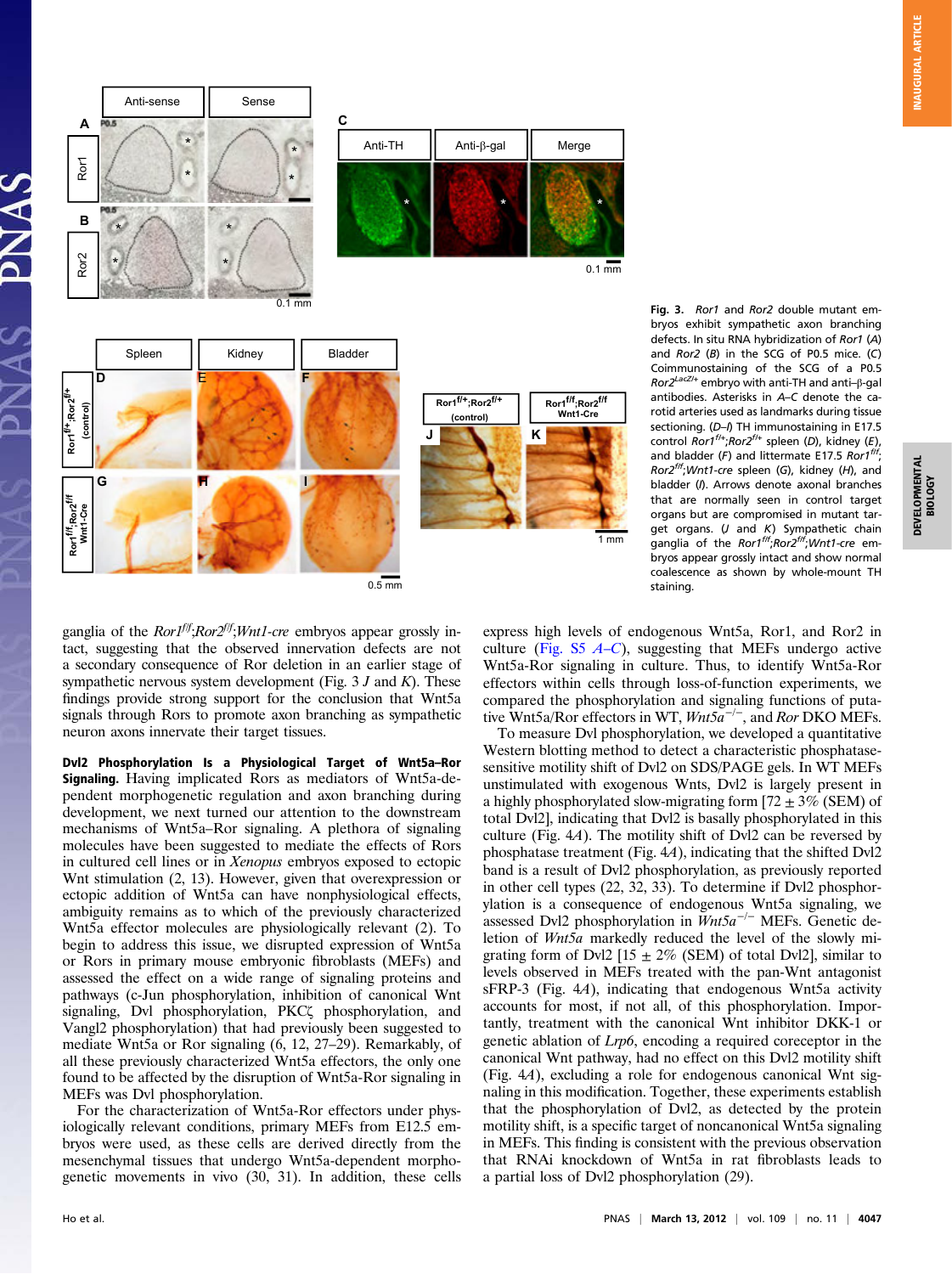**Fig. 3.** *Ror1* and *Ror2* double mutant embryos exhibit sympathetic axon branching defects. In situ RNA hybridization of *Ror1* (*A*) and *Ror2* (*B*) in the SCG of P0.5 mice. (*C*) Coimmunostaining of the SCG of a P0.5 $Ror2^{LacZ/+}$ embryo with anti-TH and anti–β-gal antibodies. Asterisks in *A–C* denote the carotid arteries used as landmarks during tissue sectioning. (*D–I*) TH immunostaining in E17.5 control $Ror1^{f/+}$;$Ror2^{f/+}$ spleen (*D*), kidney (*E*), and bladder (*F*) and littermate E17.5 $Ror1^{f/f}$;$Ror2^{f/f}$;*Wnt1-cre* spleen (*G*), kidney (*H*), and bladder (*I*). Arrows denote axonal branches that are normally seen in control target organs but are compromised in mutant target organs. (*J* and *K*) Sympathetic chain ganglia of the $Ror1^{f/f}$;$Ror2^{f/f}$;*Wnt1-cre* embryos appear grossly intact and show normal coalescence as shown by whole-mount TH staining.

ganglia of the $Ror1^{f/f}$;$Ror2^{f/f}$;*Wnt1-cre* embryos appear grossly intact, suggesting that the observed innervation defects are not a secondary consequence of Ror deletion in an earlier stage of sympathetic nervous system development (Fig. 3 *J* and *K*). These findings provide strong support for the conclusion that Wnt5a signals through Rors to promote axon branching as sympathetic neuron axons innervate their target tissues.

**Dvl2 Phosphorylation Is a Physiological Target of Wnt5a–Ror Signaling.** Having implicated Rors as mediators of Wnt5a-dependent morphogenetic regulation and axon branching during development, we next turned our attention to the downstream mechanisms of Wnt5a–Ror signaling. A plethora of signaling molecules have been suggested to mediate the effects of Rors in cultured cell lines or in *Xenopus* embryos exposed to ectopic Wnt stimulation (2, 13). However, given that overexpression or ectopic addition of Wnt5a can have nonphysiological effects, ambiguity remains as to which of the previously characterized Wnt5a effector molecules are physiologically relevant (2). To begin to address this issue, we disrupted expression of Wnt5a or Rors in primary mouse embryonic fibroblasts (MEFs) and assessed the effect on a wide range of signaling proteins and pathways (c-Jun phosphorylation, inhibition of canonical Wnt signaling, Dvl phosphorylation, PKCζ phosphorylation, and Vangl2 phosphorylation) that had previously been suggested to mediate Wnt5a or Ror signaling (6, 12, 27–29). Remarkably, of all these previously characterized Wnt5a effectors, the only one found to be affected by the disruption of Wnt5a-Ror signaling in MEFs was Dvl phosphorylation.

For the characterization of Wnt5a-Ror effectors under physiologically relevant conditions, primary MEFs from E12.5 embryos were used, as these cells are derived directly from the mesenchymal tissues that undergo Wnt5a-dependent morphogenetic movements in vivo (30, 31). In addition, these cells express high levels of endogenous Wnt5a, Ror1, and Ror2 in culture (Fig. S5 *A–C*), suggesting that MEFs undergo active Wnt5a-Ror signaling in culture. Thus, to identify Wnt5a-Ror effectors within cells through loss-of-function experiments, we compared the phosphorylation and signaling functions of putative Wnt5a/Ror effectors in WT, $Wnt5a^{-/-}$, and *Ror* DKO MEFs.

To measure Dvl phosphorylation, we developed a quantitative Western blotting method to detect a characteristic phosphatase-sensitive motility shift of Dvl2 on SDS/PAGE gels. In WT MEFs unstimulated with exogenous Wnts, Dvl2 is largely present in a highly phosphorylated slow-migrating form [72 ± 3% (SEM) of total Dvl2], indicating that Dvl2 is basally phosphorylated in this culture (Fig. 4*A*). The motility shift of Dvl2 can be reversed by phosphatase treatment (Fig. 4*A*), indicating that the shifted Dvl2 band is a result of Dvl2 phosphorylation, as previously reported in other cell types (22, 32, 33). To determine if Dvl2 phosphorylation is a consequence of endogenous Wnt5a signaling, we assessed Dvl2 phosphorylation in $Wnt5a^{-/-}$ MEFs. Genetic deletion of *Wnt5a* markedly reduced the level of the slowly migrating form of Dvl2 [15 ± 2% (SEM) of total Dvl2], similar to levels observed in MEFs treated with the pan-Wnt antagonist sFRP-3 (Fig. 4*A*), indicating that endogenous Wnt5a activity accounts for most, if not all, of this phosphorylation. Importantly, treatment with the canonical Wnt inhibitor DKK-1 or genetic ablation of *Lrp6*, encoding a required coreceptor in the canonical Wnt pathway, had no effect on this Dvl2 motility shift (Fig. 4*A*), excluding a role for endogenous canonical Wnt signaling in this modification. Together, these experiments establish that the phosphorylation of Dvl2, as detected by the protein motility shift, is a specific target of noncanonical Wnt5a signaling in MEFs. This finding is consistent with the previous observation that RNAi knockdown of Wnt5a in rat fibroblasts leads to a partial loss of Dvl2 phosphorylation (29).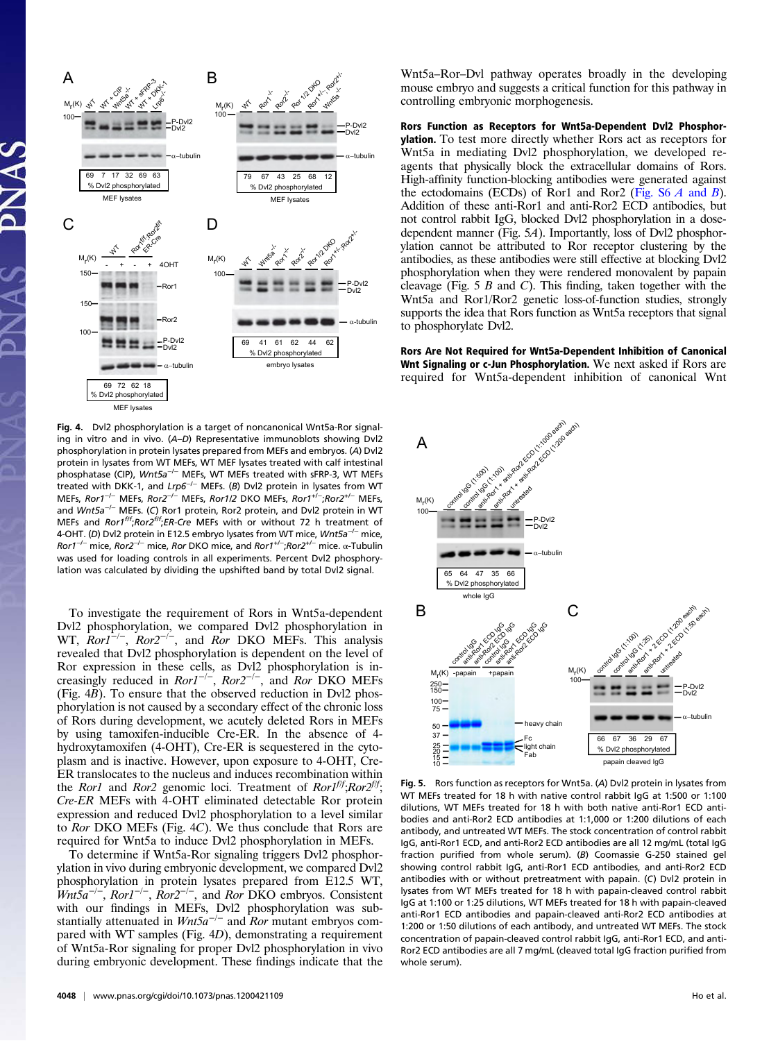**Fig. 4.** Dvl2 phosphorylation is a target of noncanonical Wnt5a-Ror signaling in vitro and in vivo. (*A*–*D*) Representative immunoblots showing Dvl2 phosphorylation in protein lysates prepared from MEFs and embryos. (*A*) Dvl2 protein in lysates from WT MEFs, WT MEF lysates treated with calf intestinal phosphatase (CIP), *Wnt5a*$^{-/-}$ MEFs, WT MEFs treated with sFRP-3, WT MEFs treated with DKK-1, and *Lrp6*$^{-/-}$ MEFs. (*B*) Dvl2 protein in lysates from WT MEFs, *Ror1*$^{-/-}$ MEFs, *Ror2*$^{-/-}$ MEFs, *Ror1/2* DKO MEFs, *Ror1*$^{+/-}$;*Ror2*$^{+/-}$ MEFs, and *Wnt5a*$^{-/-}$ MEFs. (*C*) Ror1 protein, Ror2 protein, and Dvl2 protein in WT MEFs and *Ror1*$^{f/f}$;*Ror2*$^{f/f}$;*ER-Cre* MEFs with or without 72 h treatment of 4-OHT. (*D*) Dvl2 protein in E12.5 embryo lysates from WT mice, *Wnt5a*$^{-/-}$ mice, *Ror1*$^{-/-}$ mice, *Ror2*$^{-/-}$ mice, *Ror* DKO mice, and *Ror1*$^{+/-}$;*Ror2*$^{+/-}$ mice. α-Tubulin was used for loading controls in all experiments. Percent Dvl2 phosphorylation was calculated by dividing the upshifted band by total Dvl2 signal.

To investigate the requirement of Rors in Wnt5a-dependent Dvl2 phosphorylation, we compared Dvl2 phosphorylation in WT, *Ror1*$^{-/-}$, *Ror2*$^{-/-}$, and *Ror* DKO MEFs. This analysis revealed that Dvl2 phosphorylation is dependent on the level of Ror expression in these cells, as Dvl2 phosphorylation is increasingly reduced in *Ror1*$^{-/-}$, *Ror2*$^{-/-}$, and *Ror* DKO MEFs (Fig. 4*B*). To ensure that the observed reduction in Dvl2 phosphorylation is not caused by a secondary effect of the chronic loss of Rors during development, we acutely deleted Rors in MEFs by using tamoxifen-inducible Cre-ER. In the absence of 4-hydroxytamoxifen (4-OHT), Cre-ER is sequestered in the cytoplasm and is inactive. However, upon exposure to 4-OHT, Cre-ER translocates to the nucleus and induces recombination within the *Ror1* and *Ror2* genomic loci. Treatment of *Ror1*$^{f/f}$;*Ror2*$^{f/f}$;*Cre-ER* MEFs with 4-OHT eliminated detectable Ror protein expression and reduced Dvl2 phosphorylation to a level similar to *Ror* DKO MEFs (Fig. 4*C*). We thus conclude that Rors are required for Wnt5a to induce Dvl2 phosphorylation in MEFs.

To determine if Wnt5a-Ror signaling triggers Dvl2 phosphorylation in vivo during embryonic development, we compared Dvl2 phosphorylation in protein lysates prepared from E12.5 WT, *Wnt5a*$^{-/-}$, *Ror1*$^{-/-}$, *Ror2*$^{-/-}$, and *Ror* DKO embryos. Consistent with our findings in MEFs, Dvl2 phosphorylation was substantially attenuated in *Wnt5a*$^{-/-}$ and *Ror* mutant embryos compared with WT samples (Fig. 4*D*), demonstrating a requirement of Wnt5a-Ror signaling for proper Dvl2 phosphorylation in vivo during embryonic development. These findings indicate that the Wnt5a–Ror–Dvl pathway operates broadly in the developing mouse embryo and suggests a critical function for this pathway in controlling embryonic morphogenesis.

**Rors Function as Receptors for Wnt5a-Dependent Dvl2 Phosphorylation.** To test more directly whether Rors act as receptors for Wnt5a in mediating Dvl2 phosphorylation, we developed reagents that physically block the extracellular domains of Rors. High-affinity function-blocking antibodies were generated against the ectodomains (ECDs) of Ror1 and Ror2 (Fig. S6 *A* and *B*). Addition of these anti-Ror1 and anti-Ror2 ECD antibodies, but not control rabbit IgG, blocked Dvl2 phosphorylation in a dose-dependent manner (Fig. 5*A*). Importantly, loss of Dvl2 phosphorylation cannot be attributed to Ror receptor clustering by the antibodies, as these antibodies were still effective at blocking Dvl2 phosphorylation when they were rendered monovalent by papain cleavage (Fig. 5 *B* and *C*). This finding, taken together with the Wnt5a and Ror1/Ror2 genetic loss-of-function studies, strongly supports the idea that Rors function as Wnt5a receptors that signal to phosphorylate Dvl2.

**Rors Are Not Required for Wnt5a-Dependent Inhibition of Canonical Wnt Signaling or c-Jun Phosphorylation.** We next asked if Rors are required for Wnt5a-dependent inhibition of canonical Wnt

**Fig. 5.** Rors function as receptors for Wnt5a. (*A*) Dvl2 protein in lysates from WT MEFs treated for 18 h with native control rabbit IgG at 1:500 or 1:100 dilutions, WT MEFs treated for 18 h with both native anti-Ror1 ECD antibodies and anti-Ror2 ECD antibodies at 1:1,000 or 1:200 dilutions of each antibody, and untreated WT MEFs. The stock concentration of control rabbit IgG, anti-Ror1 ECD, and anti-Ror2 ECD antibodies are all 12 mg/mL (total IgG fraction purified from whole serum). (*B*) Coomassie G-250 stained gel showing control rabbit IgG, anti-Ror1 ECD antibodies, and anti-Ror2 ECD antibodies with or without pretreatment with papain. (*C*) Dvl2 protein in lysates from WT MEFs treated for 18 h with papain-cleaved control rabbit IgG at 1:100 or 1:25 dilutions, WT MEFs treated for 18 h with papain-cleaved anti-Ror1 ECD antibodies and papain-cleaved anti-Ror2 ECD antibodies at 1:200 or 1:50 dilutions of each antibody, and untreated WT MEFs. The stock concentration of papain-cleaved control rabbit IgG, anti-Ror1 ECD, and anti-Ror2 ECD antibodies are all 7 mg/mL (cleaved total IgG fraction purified from whole serum).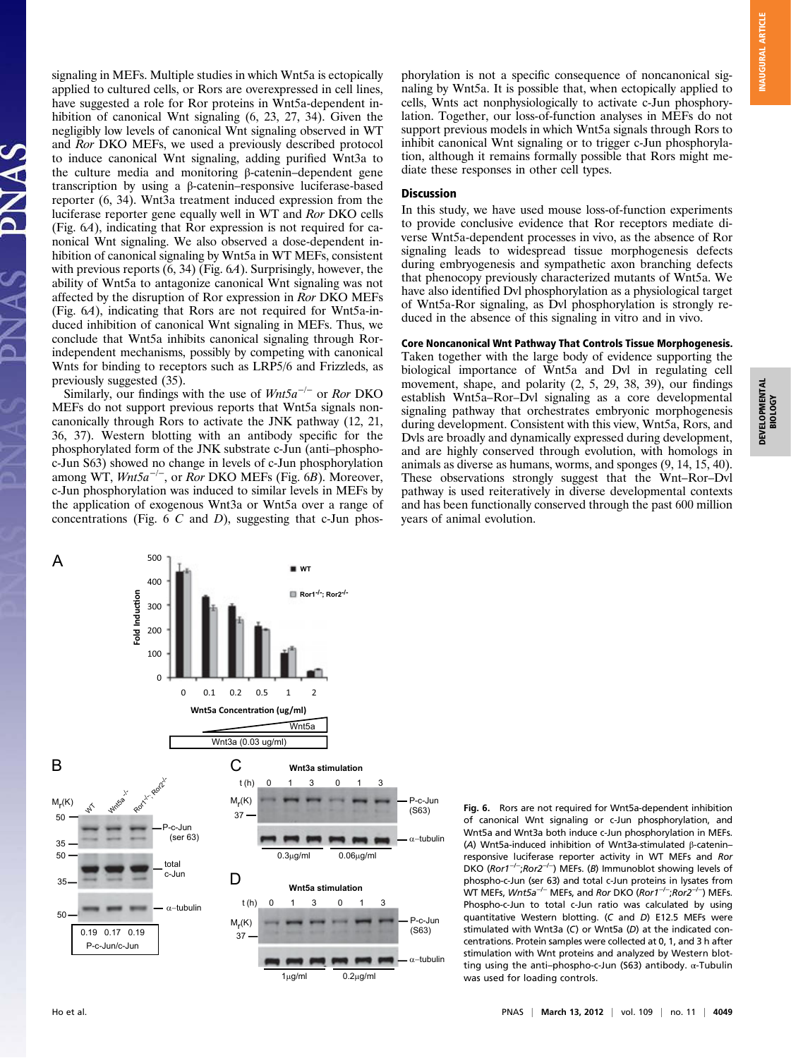signaling in MEFs. Multiple studies in which Wnt5a is ectopically applied to cultured cells, or Rors are overexpressed in cell lines, have suggested a role for Ror proteins in Wnt5a-dependent inhibition of canonical Wnt signaling (6, 23, 27, 34). Given the negligibly low levels of canonical Wnt signaling observed in WT and *Ror* DKO MEFs, we used a previously described protocol to induce canonical Wnt signaling, adding purified Wnt3a to the culture media and monitoring β-catenin–dependent gene transcription by using a β-catenin–responsive luciferase-based reporter (6, 34). Wnt3a treatment induced expression from the luciferase reporter gene equally well in WT and *Ror* DKO cells (Fig. 6*A*), indicating that Ror expression is not required for canonical Wnt signaling. We also observed a dose-dependent inhibition of canonical signaling by Wnt5a in WT MEFs, consistent with previous reports (6, 34) (Fig. 6*A*). Surprisingly, however, the ability of Wnt5a to antagonize canonical Wnt signaling was not affected by the disruption of Ror expression in *Ror* DKO MEFs (Fig. 6*A*), indicating that Rors are not required for Wnt5a-induced inhibition of canonical Wnt signaling in MEFs. Thus, we conclude that Wnt5a inhibits canonical signaling through Ror-independent mechanisms, possibly by competing with canonical Wnts for binding to receptors such as LRP5/6 and Frizzleds, as previously suggested (35).

Similarly, our findings with the use of *Wnt5a*$^{-/-}$ or *Ror* DKO MEFs do not support previous reports that Wnt5a signals noncanonically through Rors to activate the JNK pathway (12, 21, 36, 37). Western blotting with an antibody specific for the phosphorylated form of the JNK substrate c-Jun (anti–phospho-c-Jun S63) showed no change in levels of c-Jun phosphorylation among WT, *Wnt5a*$^{-/-}$, or *Ror* DKO MEFs (Fig. 6*B*). Moreover, c-Jun phosphorylation was induced to similar levels in MEFs by the application of exogenous Wnt3a or Wnt5a over a range of concentrations (Fig. 6 *C* and *D*), suggesting that c-Jun phosphorylation is not a specific consequence of noncanonical signaling by Wnt5a. It is possible that, when ectopically applied to cells, Wnts act nonphysiologically to activate c-Jun phosphorylation. Together, our loss-of-function analyses in MEFs do not support previous models in which Wnt5a signals through Rors to inhibit canonical Wnt signaling or to trigger c-Jun phosphorylation, although it remains formally possible that Rors might mediate these responses in other cell types.

## Discussion

In this study, we have used mouse loss-of-function experiments to provide conclusive evidence that Ror receptors mediate diverse Wnt5a-dependent processes in vivo, as the absence of Ror signaling leads to widespread tissue morphogenesis defects during embryogenesis and sympathetic axon branching defects that phenocopy previously characterized mutants of Wnt5a. We have also identified Dvl phosphorylation as a physiological target of Wnt5a-Ror signaling, as Dvl phosphorylation is strongly reduced in the absence of this signaling in vitro and in vivo.

**Core Noncanonical Wnt Pathway That Controls Tissue Morphogenesis.** Taken together with the large body of evidence supporting the biological importance of Wnt5a and Dvl in regulating cell movement, shape, and polarity (2, 5, 29, 38, 39), our findings establish Wnt5a–Ror–Dvl signaling as a core developmental noncanonical Wnt signaling pathway that orchestrates embryonic morphogenesis during development. Consistent with this view, Wnt5a, Rors, and Dvls are broadly and dynamically expressed during development, and are highly conserved through evolution, with homologs in animals as diverse as humans, worms, and sponges (9, 14, 15, 40). These observations strongly suggest that the Wnt–Ror–Dvl pathway is used reiteratively in diverse developmental contexts and has been functionally conserved through the past 600 million years of animal evolution.

**Fig. 6.** Rors are not required for Wnt5a-dependent inhibition of canonical Wnt signaling or c-Jun phosphorylation, and Wnt5a and Wnt3a both induce c-Jun phosphorylation in MEFs. (*A*) Wnt5a-induced inhibition of Wnt3a-stimulated β-catenin–responsive luciferase reporter activity in WT MEFs and *Ror* DKO (*Ror1*$^{-/-}$;*Ror2*$^{-/-}$) MEFs. (*B*) Immunoblot showing levels of phospho-c-Jun (ser 63) and total c-Jun proteins in lysates from WT MEFs, *Wnt5a*$^{-/-}$ MEFs, and *Ror* DKO (*Ror1*$^{-/-}$;*Ror2*$^{-/-}$) MEFs. Phospho-c-Jun to total c-Jun ratio was calculated by using quantitative Western blotting. (*C* and *D*) E12.5 MEFs were stimulated with Wnt3a (*C*) or Wnt5a (*D*) at the indicated concentrations. Protein samples were collected at 0, 1, and 3 h after stimulation with Wnt proteins and analyzed by Western blotting using the anti–phospho-c-Jun (S63) antibody. α-Tubulin was used for loading controls.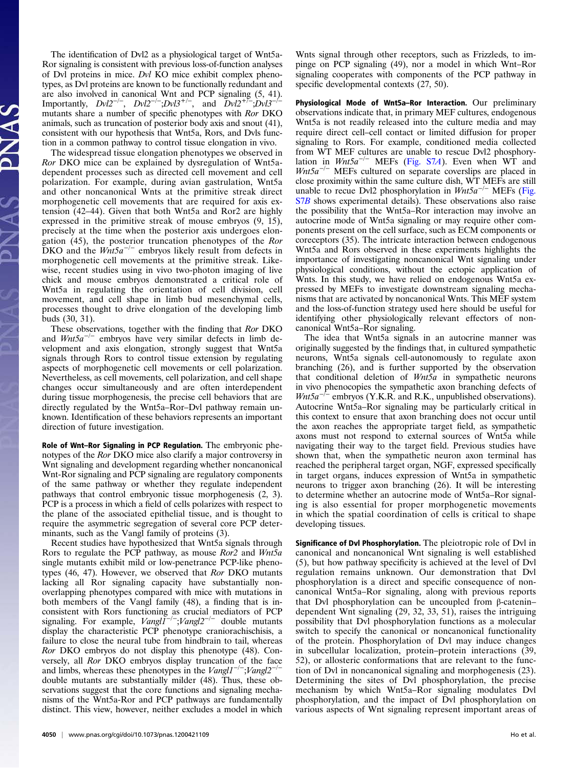The identification of Dvl2 as a physiological target of Wnt5a-Ror signaling is consistent with previous loss-of-function analyses of Dvl proteins in mice. *Dvl* KO mice exhibit complex phenotypes, as Dvl proteins are known to be functionally redundant and are also involved in canonical Wnt and PCP signaling (5, 41). Importantly, $Dvl2^{-/-}$, $Dvl2^{-/-};Dvl3^{+/-}$, and $Dvl2^{+/-};Dvl3^{-/-}$ mutants share a number of specific phenotypes with *Ror* DKO animals, such as truncation of posterior body axis and snout (41), consistent with our hypothesis that Wnt5a, Rors, and Dvls function in a common pathway to control tissue elongation in vivo.

The widespread tissue elongation phenotypes we observed in *Ror* DKO mice can be explained by dysregulation of Wnt5a-dependent processes such as directed cell movement and cell polarization. For example, during avian gastrulation, Wnt5a and other noncanonical Wnts at the primitive streak direct morphogenetic cell movements that are required for axis extension (42–44). Given that both Wnt5a and Ror2 are highly expressed in the primitive streak of mouse embryos (9, 15), precisely at the time when the posterior axis undergoes elongation (45), the posterior truncation phenotypes of the *Ror* DKO and the $Wnt5a^{-/-}$ embryos likely result from defects in morphogenetic cell movements at the primitive streak. Likewise, recent studies using in vivo two-photon imaging of live chick and mouse embryos demonstrated a critical role of Wnt5a in regulating the orientation of cell division, cell movement, and cell shape in limb bud mesenchymal cells, processes thought to drive elongation of the developing limb buds (30, 31).

These observations, together with the finding that *Ror* DKO and $Wnt5a^{-/-}$ embryos have very similar defects in limb development and axis elongation, strongly suggest that Wnt5a signals through Rors to control tissue extension by regulating aspects of morphogenetic cell movements or cell polarization. Nevertheless, as cell movements, cell polarization, and cell shape changes occur simultaneously and are often interdependent during tissue morphogenesis, the precise cell behaviors that are directly regulated by the Wnt5a–Ror–Dvl pathway remain unknown. Identification of these behaviors represents an important direction of future investigation.

**Role of Wnt–Ror Signaling in PCP Regulation.** The embryonic phenotypes of the *Ror* DKO mice also clarify a major controversy in Wnt signaling and development regarding whether noncanonical Wnt-Ror signaling and PCP signaling are regulatory components of the same pathway or whether they regulate independent pathways that control embryonic tissue morphogenesis (2, 3). PCP is a process in which a field of cells polarizes with respect to the plane of the associated epithelial tissue, and is thought to require the asymmetric segregation of several core PCP determinants, such as the Vangl family of proteins (3).

Recent studies have hypothesized that Wnt5a signals through Rors to regulate the PCP pathway, as mouse *Ror2* and *Wnt5a* single mutants exhibit mild or low-penetrance PCP-like phenotypes (46, 47). However, we observed that *Ror* DKO mutants lacking all Ror signaling capacity have substantially nonoverlapping phenotypes compared with mice with mutations in both members of the Vangl family (48), a finding that is inconsistent with Rors functioning as crucial mediators of PCP signaling. For example, $Vangl1^{-/-};Vangl2^{-/-}$ double mutants display the characteristic PCP phenotype craniorachischisis, a failure to close the neural tube from hindbrain to tail, whereas *Ror* DKO embryos do not display this phenotype (48). Conversely, all *Ror* DKO embryos display truncation of the face and limbs, whereas these phenotypes in the $Vangl1^{-/-};Vangl2^{-/-}$ double mutants are substantially milder (48). Thus, these observations suggest that the core functions and signaling mechanisms of the Wnt5a-Ror and PCP pathways are fundamentally distinct. This view, however, neither excludes a model in which Wnts signal through other receptors, such as Frizzleds, to impinge on PCP signaling (49), nor a model in which Wnt–Ror signaling cooperates with components of the PCP pathway in specific developmental contexts (27, 50).

**Physiological Mode of Wnt5a–Ror Interaction.** Our preliminary observations indicate that, in primary MEF cultures, endogenous Wnt5a is not readily released into the culture media and may require direct cell–cell contact or limited diffusion for proper signaling to Rors. For example, conditioned media collected from WT MEF cultures are unable to rescue Dvl2 phosphorylation in $Wnt5a^{-/-}$ MEFs (Fig. S7*A*). Even when WT and $Wnt5a^{-/-}$ MEFs cultured on separate coverslips are placed in close proximity within the same culture dish, WT MEFs are still unable to recue Dvl2 phosphorylation in $Wnt5a^{-/-}$ MEFs (Fig. S7*B* shows experimental details). These observations also raise the possibility that the Wnt5a–Ror interaction may involve an autocrine mode of Wnt5a signaling or may require other components present on the cell surface, such as ECM components or coreceptors (35). The intricate interaction between endogenous Wnt5a and Rors observed in these experiments highlights the importance of investigating noncanonical Wnt signaling under physiological conditions, without the ectopic application of Wnts. In this study, we have relied on endogenous Wnt5a expressed by MEFs to investigate downstream signaling mechanisms that are activated by noncanonical Wnts. This MEF system and the loss-of-function strategy used here should be useful for identifying other physiologically relevant effectors of noncanonical Wnt5a–Ror signaling.

The idea that Wnt5a signals in an autocrine manner was originally suggested by the findings that, in cultured sympathetic neurons, Wnt5a signals cell-autonomously to regulate axon branching (26), and is further supported by the observation that conditional deletion of *Wnt5a* in sympathetic neurons in vivo phenocopies the sympathetic axon branching defects of $Wnt5a^{-/-}$ embryos (Y.K.R. and R.K., unpublished observations). Autocrine Wnt5a–Ror signaling may be particularly critical in this context to ensure that axon branching does not occur until the axon reaches the appropriate target field, as sympathetic axons must not respond to external sources of Wnt5a while navigating their way to the target field. Previous studies have shown that, when the sympathetic neuron axon terminal has reached the peripheral target organ, NGF, expressed specifically in target organs, induces expression of Wnt5a in sympathetic neurons to trigger axon branching (26). It will be interesting to determine whether an autocrine mode of Wnt5a–Ror signaling is also essential for proper morphogenetic movements in which the spatial coordination of cells is critical to shape developing tissues.

**Significance of Dvl Phosphorylation.** The pleiotropic role of Dvl in canonical and noncanonical Wnt signaling is well established (5), but how pathway specificity is achieved at the level of Dvl regulation remains unknown. Our demonstration that Dvl phosphorylation is a direct and specific consequence of noncanonical Wnt5a–Ror signaling, along with previous reports that Dvl phosphorylation can be uncoupled from β-catenin–dependent Wnt signaling (29, 32, 33, 51), raises the intriguing possibility that Dvl phosphorylation functions as a molecular switch to specify the canonical or noncanonical functionality of the protein. Phosphorylation of Dvl may induce changes in subcellular localization, protein–protein interactions (39, 52), or allosteric conformations that are relevant to the function of Dvl in noncanonical signaling and morphogenesis (23). Determining the sites of Dvl phosphorylation, the precise mechanism by which Wnt5a–Ror signaling modulates Dvl phosphorylation, and the impact of Dvl phosphorylation on various aspects of Wnt signaling represent important areas of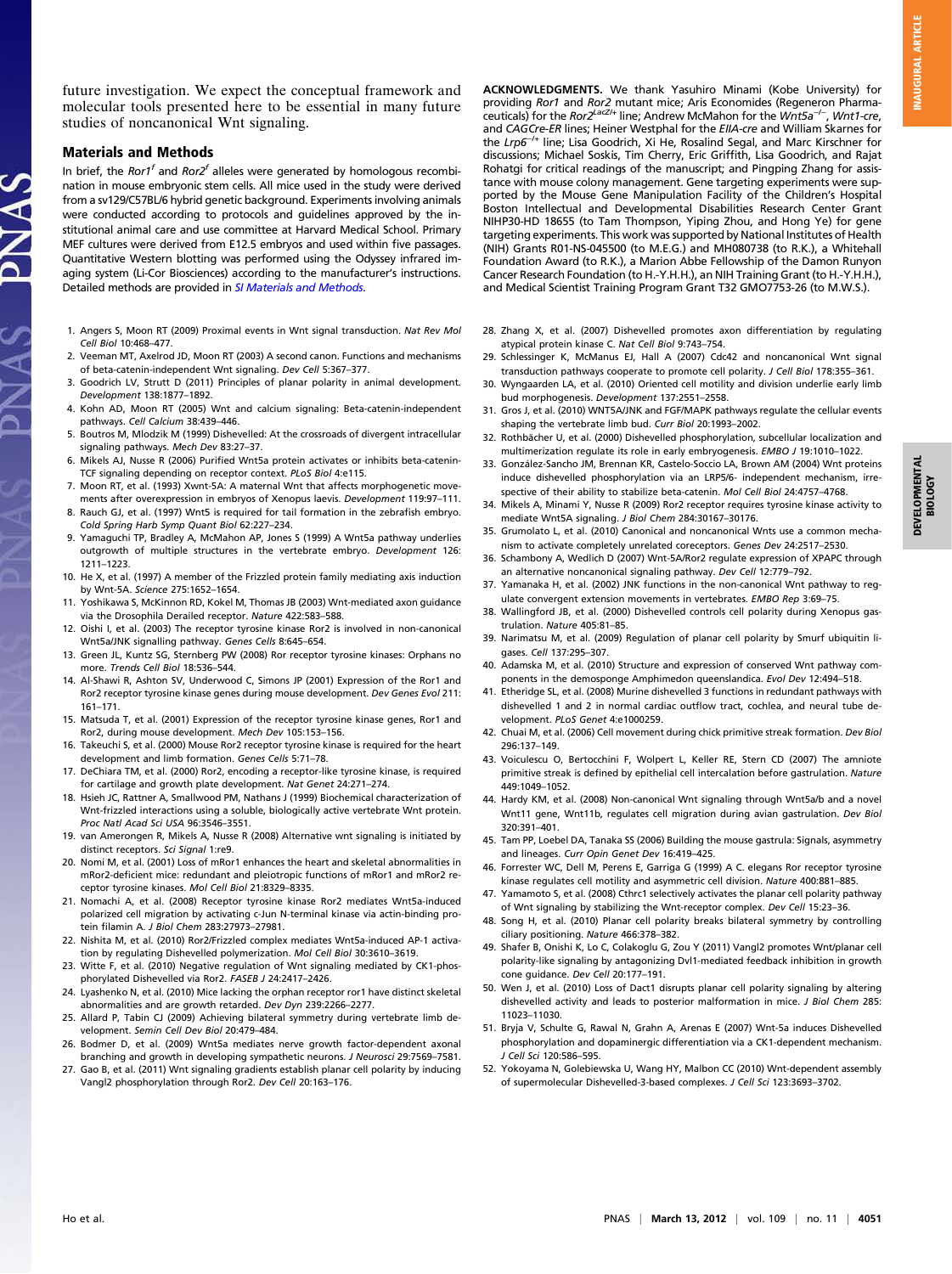future investigation. We expect the conceptual framework and molecular tools presented here to be essential in many future studies of noncanonical Wnt signaling.

## Materials and Methods

In brief, the *Ror1*$^{f}$ and *Ror2*$^{f}$ alleles were generated by homologous recombination in mouse embryonic stem cells. All mice used in the study were derived from a sv129/C57BL/6 hybrid genetic background. Experiments involving animals were conducted according to protocols and guidelines approved by the institutional animal care and use committee at Harvard Medical School. Primary MEF cultures were derived from E12.5 embryos and used within five passages. Quantitative Western blotting was performed using the Odyssey infrared imaging system (Li-Cor Biosciences) according to the manufacturer's instructions. Detailed methods are provided in *SI Materials and Methods*.

**ACKNOWLEDGMENTS.** We thank Yasuhiro Minami (Kobe University) for providing *Ror1* and *Ror2* mutant mice; Aris Economides (Regeneron Pharmaceuticals) for the *Ror2*$^{LacZ/+}$ line; Andrew McMahon for the *Wnt5a*$^{-/-}$, *Wnt1-cre*, and *CAGCre-ER* lines; Heiner Westphal for the *EIIA-cre* and William Skarnes for the *Lrp6*$^{-/+}$ line; Lisa Goodrich, Xi He, Rosalind Segal, and Marc Kirschner for discussions; Michael Soskis, Tim Cherry, Eric Griffith, Lisa Goodrich, and Rajat Rohatgi for critical readings of the manuscript; and Pingping Zhang for assistance with mouse colony management. Gene targeting experiments were supported by the Mouse Gene Manipulation Facility of the Children's Hospital Boston Intellectual and Developmental Disabilities Research Center Grant NIHP30-HD 18655 (to Tam Thompson, Yiping Zhou, and Hong Ye) for gene targeting experiments. This work was supported by National Institutes of Health (NIH) Grants R01-NS-045500 (to M.E.G.) and MH080738 (to R.K.), a Whitehall Foundation Award (to R.K.), a Marion Abbe Fellowship of the Damon Runyon Cancer Research Foundation (to H.-Y.H.H.), an NIH Training Grant (to H.-Y.H.H.), and Medical Scientist Training Program Grant T32 GMO7753-26 (to M.W.S.).

1. Angers S, Moon RT (2009) Proximal events in Wnt signal transduction. *Nat Rev Mol Cell Biol* 10:468–477.
2. Veeman MT, Axelrod JD, Moon RT (2003) A second canon. Functions and mechanisms of beta-catenin-independent Wnt signaling. *Dev Cell* 5:367–377.
3. Goodrich LV, Strutt D (2011) Principles of planar polarity in animal development. *Development* 138:1877–1892.
4. Kohn AD, Moon RT (2005) Wnt and calcium signaling: Beta-catenin-independent pathways. *Cell Calcium* 38:439–446.
5. Boutros M, Mlodzik M (1999) Dishevelled: At the crossroads of divergent intracellular signaling pathways. *Mech Dev* 83:27–37.
6. Mikels AJ, Nusse R (2006) Purified Wnt5a protein activates or inhibits beta-catenin-TCF signaling depending on receptor context. *PLoS Biol* 4:e115.
7. Moon RT, et al. (1993) Xwnt-5A: A maternal Wnt that affects morphogenetic movements after overexpression in embryos of Xenopus laevis. *Development* 119:97–111.
8. Rauch GJ, et al. (1997) Wnt5 is required for tail formation in the zebrafish embryo. *Cold Spring Harb Symp Quant Biol* 62:227–234.
9. Yamaguchi TP, Bradley A, McMahon AP, Jones S (1999) A Wnt5a pathway underlies outgrowth of multiple structures in the vertebrate embryo. *Development* 126: 1211–1223.
10. He X, et al. (1997) A member of the Frizzled protein family mediating axis induction by Wnt-5A. *Science* 275:1652–1654.
11. Yoshikawa S, McKinnon RD, Kokel M, Thomas JB (2003) Wnt-mediated axon guidance via the Drosophila Derailed receptor. *Nature* 422:583–588.
12. Oishi I, et al. (2003) The receptor tyrosine kinase Ror2 is involved in non-canonical Wnt5a/JNK signalling pathway. *Genes Cells* 8:645–654.
13. Green JL, Kuntz SG, Sternberg PW (2008) Ror receptor tyrosine kinases: Orphans no more. *Trends Cell Biol* 18:536–544.
14. Al-Shawi R, Ashton SV, Underwood C, Simons JP (2001) Expression of the Ror1 and Ror2 receptor tyrosine kinase genes during mouse development. *Dev Genes Evol* 211: 161–171.
15. Matsuda T, et al. (2001) Expression of the receptor tyrosine kinase genes, Ror1 and Ror2, during mouse development. *Mech Dev* 105:153–156.
16. Takeuchi S, et al. (2000) Mouse Ror2 receptor tyrosine kinase is required for the heart development and limb formation. *Genes Cells* 5:71–78.
17. DeChiara TM, et al. (2000) Ror2, encoding a receptor-like tyrosine kinase, is required for cartilage and growth plate development. *Nat Genet* 24:271–274.
18. Hsieh JC, Rattner A, Smallwood PM, Nathans J (1999) Biochemical characterization of Wnt-frizzled interactions using a soluble, biologically active vertebrate Wnt protein. *Proc Natl Acad Sci USA* 96:3546–3551.
19. van Amerongen R, Mikels A, Nusse R (2008) Alternative wnt signaling is initiated by distinct receptors. *Sci Signal* 1:re9.
20. Nomi M, et al. (2001) Loss of mRor1 enhances the heart and skeletal abnormalities in mRor2-deficient mice: redundant and pleiotropic functions of mRor1 and mRor2 receptor tyrosine kinases. *Mol Cell Biol* 21:8329–8335.
21. Nomachi A, et al. (2008) Receptor tyrosine kinase Ror2 mediates Wnt5a-induced polarized cell migration by activating c-Jun N-terminal kinase via actin-binding protein filamin A. *J Biol Chem* 283:27973–27981.
22. Nishita M, et al. (2010) Ror2/Frizzled complex mediates Wnt5a-induced AP-1 activation by regulating Dishevelled polymerization. *Mol Cell Biol* 30:3610–3619.
23. Witte F, et al. (2010) Negative regulation of Wnt signaling mediated by CK1-phosphorylated Dishevelled via Ror2. *FASEB J* 24:2417–2426.
24. Lyashenko N, et al. (2010) Mice lacking the orphan receptor ror1 have distinct skeletal abnormalities and are growth retarded. *Dev Dyn* 239:2266–2277.
25. Allard P, Tabin CJ (2009) Achieving bilateral symmetry during vertebrate limb development. *Semin Cell Dev Biol* 20:479–484.
26. Bodmer D, et al. (2009) Wnt5a mediates nerve growth factor-dependent axonal branching and growth in developing sympathetic neurons. *J Neurosci* 29:7569–7581.
27. Gao B, et al. (2011) Wnt signaling gradients establish planar cell polarity by inducing Vangl2 phosphorylation through Ror2. *Dev Cell* 20:163–176.
28. Zhang X, et al. (2007) Dishevelled promotes axon differentiation by regulating atypical protein kinase C. *Nat Cell Biol* 9:743–754.
29. Schlessinger K, McManus EJ, Hall A (2007) Cdc42 and noncanonical Wnt signal transduction pathways cooperate to promote cell polarity. *J Cell Biol* 178:355–361.
30. Wyngaarden LA, et al. (2010) Oriented cell motility and division underlie early limb bud morphogenesis. *Development* 137:2551–2558.
31. Gros J, et al. (2010) WNT5A/JNK and FGF/MAPK pathways regulate the cellular events shaping the vertebrate limb bud. *Curr Biol* 20:1993–2002.
32. Rothbächer U, et al. (2000) Dishevelled phosphorylation, subcellular localization and multimerization regulate its role in early embryogenesis. *EMBO J* 19:1010–1022.
33. González-Sancho JM, Brennan KR, Castelo-Soccio LA, Brown AM (2004) Wnt proteins induce dishevelled phosphorylation via an LRP5/6- independent mechanism, irrespective of their ability to stabilize beta-catenin. *Mol Cell Biol* 24:4757–4768.
34. Mikels A, Minami Y, Nusse R (2009) Ror2 receptor requires tyrosine kinase activity to mediate Wnt5A signaling. *J Biol Chem* 284:30167–30176.
35. Grumolato L, et al. (2010) Canonical and noncanonical Wnts use a common mechanism to activate completely unrelated coreceptors. *Genes Dev* 24:2517–2530.
36. Schambony A, Wedlich D (2007) Wnt-5A/Ror2 regulate expression of XPAPC through an alternative noncanonical signaling pathway. *Dev Cell* 12:779–792.
37. Yamanaka H, et al. (2002) JNK functions in the non-canonical Wnt pathway to regulate convergent extension movements in vertebrates. *EMBO Rep* 3:69–75.
38. Wallingford JB, et al. (2000) Dishevelled controls cell polarity during Xenopus gastrulation. *Nature* 405:81–85.
39. Narimatsu M, et al. (2009) Regulation of planar cell polarity by Smurf ubiquitin ligases. *Cell* 137:295–307.
40. Adamska M, et al. (2010) Structure and expression of conserved Wnt pathway components in the demosponge Amphimedon queenslandica. *Evol Dev* 12:494–518.
41. Etheridge SL, et al. (2008) Murine dishevelled 3 functions in redundant pathways with dishevelled 1 and 2 in normal cardiac outflow tract, cochlea, and neural tube development. *PLoS Genet* 4:e1000259.
42. Chuai M, et al. (2006) Cell movement during chick primitive streak formation. *Dev Biol* 296:137–149.
43. Voiculescu O, Bertocchini F, Wolpert L, Keller RE, Stern CD (2007) The amniote primitive streak is defined by epithelial cell intercalation before gastrulation. *Nature* 449:1049–1052.
44. Hardy KM, et al. (2008) Non-canonical Wnt signaling through Wnt5a/b and a novel Wnt11 gene, Wnt11b, regulates cell migration during avian gastrulation. *Dev Biol* 320:391–401.
45. Tam PP, Loebel DA, Tanaka SS (2006) Building the mouse gastrula: Signals, asymmetry and lineages. *Curr Opin Genet Dev* 16:419–425.
46. Forrester WC, Dell M, Perens E, Garriga G (1999) A C. elegans Ror receptor tyrosine kinase regulates cell motility and asymmetric cell division. *Nature* 400:881–885.
47. Yamamoto S, et al. (2008) Cthrc1 selectively activates the planar cell polarity pathway of Wnt signaling by stabilizing the Wnt-receptor complex. *Dev Cell* 15:23–36.
48. Song H, et al. (2010) Planar cell polarity breaks bilateral symmetry by controlling ciliary positioning. *Nature* 466:378–382.
49. Shafer B, Onishi K, Lo C, Colakoglu G, Zou Y (2011) Vangl2 promotes Wnt/planar cell polarity-like signaling by antagonizing Dvl1-mediated feedback inhibition in growth cone guidance. *Dev Cell* 20:177–191.
50. Wen J, et al. (2010) Loss of Dact1 disrupts planar cell polarity signaling by altering dishevelled activity and leads to posterior malformation in mice. *J Biol Chem* 285: 11023–11030.
51. Bryja V, Schulte G, Rawal N, Grahn A, Arenas E (2007) Wnt-5A induces Dishevelled phosphorylation and dopaminergic differentiation via a CK1-dependent mechanism. *J Cell Sci* 120:586–595.
52. Yokoyama N, Golebiewska U, Wang HY, Malbon CC (2010) Wnt-dependent assembly of supermolecular Dishevelled-3-based complexes. *J Cell Sci* 123:3693–3702.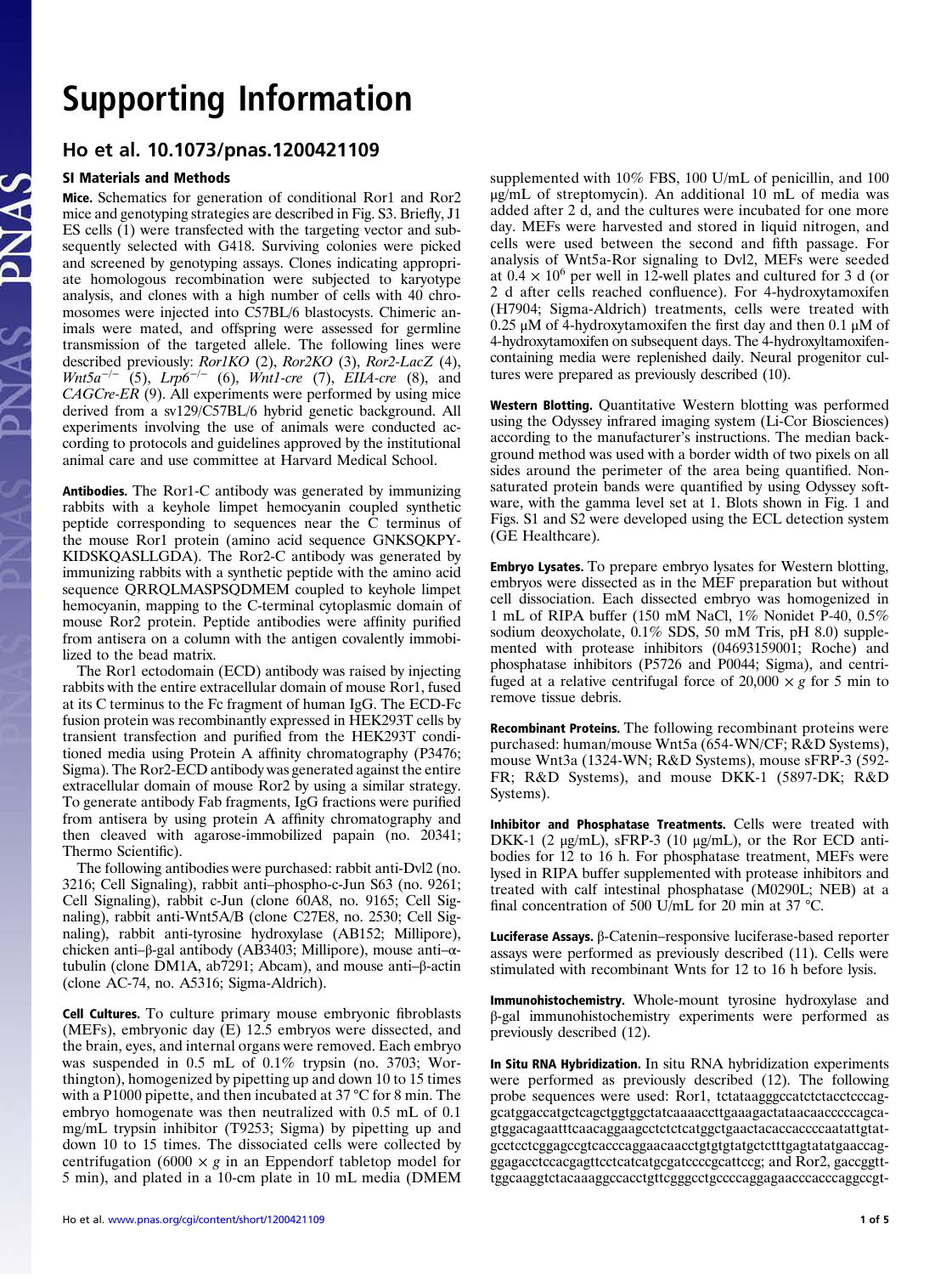# Supporting Information

## Ho et al. 10.1073/pnas.1200421109

### SI Materials and Methods

**Mice.** Schematics for generation of conditional Ror1 and Ror2 mice and genotyping strategies are described in Fig. S3. Briefly, J1 ES cells (1) were transfected with the targeting vector and subsequently selected with G418. Surviving colonies were picked and screened by genotyping assays. Clones indicating appropriate homologous recombination were subjected to karyotype analysis, and clones with a high number of cells with 40 chromosomes were injected into C57BL/6 blastocysts. Chimeric animals were mated, and offspring were assessed for germline transmission of the targeted allele. The following lines were described previously: *Ror1KO* (2), *Ror2KO* (3), *Ror2-LacZ* (4), *Wnt5a*$^{-/-}$ (5), *Lrp6*$^{-/-}$ (6), *Wnt1-cre* (7), *EIIA-cre* (8), and *CAGCre-ER* (9). All experiments were performed by using mice derived from a sv129/C57BL/6 hybrid genetic background. All experiments involving the use of animals were conducted according to protocols and guidelines approved by the institutional animal care and use committee at Harvard Medical School.

**Antibodies.** The Ror1-C antibody was generated by immunizing rabbits with a keyhole limpet hemocyanin coupled synthetic peptide corresponding to sequences near the C terminus of the mouse Ror1 protein (amino acid sequence GNKSQKPYKIDSKQASLLGDA). The Ror2-C antibody was generated by immunizing rabbits with a synthetic peptide with the amino acid sequence QRRQLMASPSQDMEM coupled to keyhole limpet hemocyanin, mapping to the C-terminal cytoplasmic domain of mouse Ror2 protein. Peptide antibodies were affinity purified from antisera on a column with the antigen covalently immobilized to the bead matrix.

The Ror1 ectodomain (ECD) antibody was raised by injecting rabbits with the entire extracellular domain of mouse Ror1, fused at its C terminus to the Fc fragment of human IgG. The ECD-Fc fusion protein was recombinantly expressed in HEK293T cells by transient transfection and purified from the HEK293T conditioned media using Protein A affinity chromatography (P3476; Sigma). The Ror2-ECD antibody was generated against the entire extracellular domain of mouse Ror2 by using a similar strategy. To generate antibody Fab fragments, IgG fractions were purified from antisera by using protein A affinity chromatography and then cleaved with agarose-immobilized papain (no. 20341; Thermo Scientific).

The following antibodies were purchased: rabbit anti-Dvl2 (no. 3216; Cell Signaling), rabbit anti–phospho-c-Jun S63 (no. 9261; Cell Signaling), rabbit c-Jun (clone 60A8, no. 9165; Cell Signaling), rabbit anti-Wnt5A/B (clone C27E8, no. 2530; Cell Signaling), rabbit anti-tyrosine hydroxylase (AB152; Millipore), chicken anti–β-gal antibody (AB3403; Millipore), mouse anti–α-tubulin (clone DM1A, ab7291; Abcam), and mouse anti–β-actin (clone AC-74, no. A5316; Sigma-Aldrich).

**Cell Cultures.** To culture primary mouse embryonic fibroblasts (MEFs), embryonic day (E) 12.5 embryos were dissected, and the brain, eyes, and internal organs were removed. Each embryo was suspended in 0.5 mL of 0.1% trypsin (no. 3703; Worthington), homogenized by pipetting up and down 10 to 15 times with a P1000 pipette, and then incubated at 37 °C for 8 min. The embryo homogenate was then neutralized with 0.5 mL of 0.1 mg/mL trypsin inhibitor (T9253; Sigma) by pipetting up and down 10 to 15 times. The dissociated cells were collected by centrifugation (6000 × *g* in an Eppendorf tabletop model for 5 min), and plated in a 10-cm plate in 10 mL media (DMEM supplemented with 10% FBS, 100 U/mL of penicillin, and 100 μg/mL of streptomycin). An additional 10 mL of media was added after 2 d, and the cultures were incubated for one more day. MEFs were harvested and stored in liquid nitrogen, and cells were used between the second and fifth passage. For analysis of Wnt5a-Ror signaling to Dvl2, MEFs were seeded at $0.4 \times 10^6$ per well in 12-well plates and cultured for 3 d (or 2 d after cells reached confluence). For 4-hydroxytamoxifen (H7904; Sigma-Aldrich) treatments, cells were treated with 0.25 μM of 4-hydroxytamoxifen the first day and then 0.1 μM of 4-hydroxytamoxifen on subsequent days. The 4-hydroxyltamoxifen-containing media were replenished daily. Neural progenitor cultures were prepared as previously described (10).

**Western Blotting.** Quantitative Western blotting was performed using the Odyssey infrared imaging system (Li-Cor Biosciences) according to the manufacturer's instructions. The median background method was used with a border width of two pixels on all sides around the perimeter of the area being quantified. Nonsaturated protein bands were quantified by using Odyssey software, with the gamma level set at 1. Blots shown in Fig. 1 and Figs. S1 and S2 were developed using the ECL detection system (GE Healthcare).

**Embryo Lysates.** To prepare embryo lysates for Western blotting, embryos were dissected as in the MEF preparation but without cell dissociation. Each dissected embryo was homogenized in 1 mL of RIPA buffer (150 mM NaCl, 1% Nonidet P-40, 0.5% sodium deoxycholate, 0.1% SDS, 50 mM Tris, pH 8.0) supplemented with protease inhibitors (04693159001; Roche) and phosphatase inhibitors (P5726 and P0044; Sigma), and centrifuged at a relative centrifugal force of 20,000 × *g* for 5 min to remove tissue debris.

**Recombinant Proteins.** The following recombinant proteins were purchased: human/mouse Wnt5a (654-WN/CF; R&D Systems), mouse Wnt3a (1324-WN; R&D Systems), mouse sFRP-3 (592-FR; R&D Systems), and mouse DKK-1 (5897-DK; R&D Systems).

**Inhibitor and Phosphatase Treatments.** Cells were treated with DKK-1 (2 μg/mL), sFRP-3 (10 μg/mL), or the Ror ECD antibodies for 12 to 16 h. For phosphatase treatment, MEFs were lysed in RIPA buffer supplemented with protease inhibitors and treated with calf intestinal phosphatase (M0290L; NEB) at a final concentration of 500 U/mL for 20 min at 37 °C.

**Luciferase Assays.** β-Catenin–responsive luciferase-based reporter assays were performed as previously described (11). Cells were stimulated with recombinant Wnts for 12 to 16 h before lysis.

**Immunohistochemistry.** Whole-mount tyrosine hydroxylase and β-gal immunohistochemistry experiments were performed as previously described (12).

**In Situ RNA Hybridization.** In situ RNA hybridization experiments were performed as previously described (12). The following probe sequences were used: Ror1, tctataagggccatctctacctcccaggcatggaccatgctcagctggtggctatcaaaaccttgaaagactataacaaccccccagcagtggacagaatttcaacaggaagcctctctcatggctgaactacaccaccccaatattgtatgcctcctcggagcctgcacccaggaacaacctgtgtgtatgctctttgagtatatgaaccagggagacctccacgagttcctcatcatgcgatccccgcattccg; and Ror2, gaccggtttggcaaggtctacaaaggccacctgttcgggcctgccccaggagaacccacccaggccgt-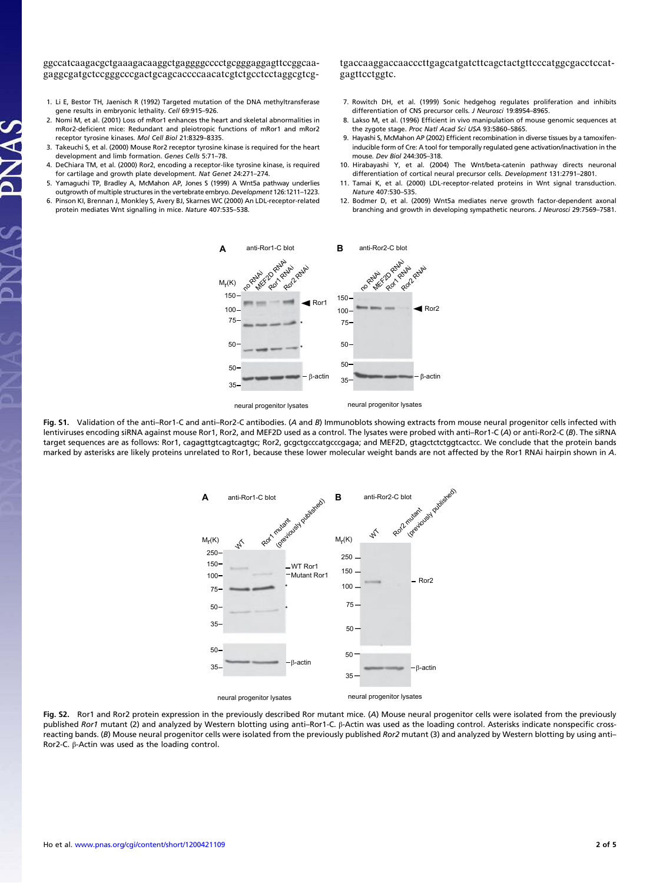ggccatcaagacgctgaaagacaaggctgaggggcccctgcgggaggagttccggcaa-gaggcgatgctccgggcccgactgcagcaccccaacatcgtctgcctcctaggcgtcg-tgaccaaggaccaacccttgagcatgatcttcagctactgttcccatggcgacctccat-gagttcctggtc.

1. Li E, Bestor TH, Jaenisch R (1992) Targeted mutation of the DNA methyltransferase gene results in embryonic lethality. *Cell* 69:915–926.
2. Nomi M, et al. (2001) Loss of mRor1 enhances the heart and skeletal abnormalities in mRor2-deficient mice: Redundant and pleiotropic functions of mRor1 and mRor2 receptor tyrosine kinases. *Mol Cell Biol* 21:8329–8335.
3. Takeuchi S, et al. (2000) Mouse Ror2 receptor tyrosine kinase is required for the heart development and limb formation. *Genes Cells* 5:71–78.
4. DeChiara TM, et al. (2000) Ror2, encoding a receptor-like tyrosine kinase, is required for cartilage and growth plate development. *Nat Genet* 24:271–274.
5. Yamaguchi TP, Bradley A, McMahon AP, Jones S (1999) A Wnt5a pathway underlies outgrowth of multiple structures in the vertebrate embryo. *Development* 126:1211–1223.
6. Pinson KI, Brennan J, Monkley S, Avery BJ, Skarnes WC (2000) An LDL-receptor-related protein mediates Wnt signalling in mice. *Nature* 407:535–538.
7. Rowitch DH, et al. (1999) Sonic hedgehog regulates proliferation and inhibits differentiation of CNS precursor cells. *J Neurosci* 19:8954–8965.
8. Lakso M, et al. (1996) Efficient in vivo manipulation of mouse genomic sequences at the zygote stage. *Proc Natl Acad Sci USA* 93:5860–5865.
9. Hayashi S, McMahon AP (2002) Efficient recombination in diverse tissues by a tamoxifen-inducible form of Cre: A tool for temporally regulated gene activation/inactivation in the mouse. *Dev Biol* 244:305–318.
10. Hirabayashi Y, et al. (2004) The Wnt/beta-catenin pathway directs neuronal differentiation of cortical neural precursor cells. *Development* 131:2791–2801.
11. Tamai K, et al. (2000) LDL-receptor-related proteins in Wnt signal transduction. *Nature* 407:530–535.
12. Bodmer D, et al. (2009) Wnt5a mediates nerve growth factor-dependent axonal branching and growth in developing sympathetic neurons. *J Neurosci* 29:7569–7581.

**Fig. S1.** Validation of the anti–Ror1-C and anti–Ror2-C antibodies. (*A* and *B*) Immunoblots showing extracts from mouse neural progenitor cells infected with lentiviruses encoding siRNA against mouse Ror1, Ror2, and MEF2D used as a control. The lysates were probed with anti–Ror1-C (*A*) or anti-Ror2-C (*B*). The siRNA target sequences are as follows: Ror1, cagagttgtcagtcagtgc; Ror2, gcgctgcccatgcccgaga; and MEF2D, gtagctctctggtcactcc. We conclude that the protein bands marked by asterisks are likely proteins unrelated to Ror1, because these lower molecular weight bands are not affected by the Ror1 RNAi hairpin shown in *A*.

**Fig. S2.** Ror1 and Ror2 protein expression in the previously described Ror mutant mice. (*A*) Mouse neural progenitor cells were isolated from the previously published *Ror1* mutant (2) and analyzed by Western blotting using anti–Ror1-C. β-Actin was used as the loading control. Asterisks indicate nonspecific cross-reacting bands. (*B*) Mouse neural progenitor cells were isolated from the previously published *Ror2* mutant (3) and analyzed by Western blotting by using anti–Ror2-C. β-Actin was used as the loading control.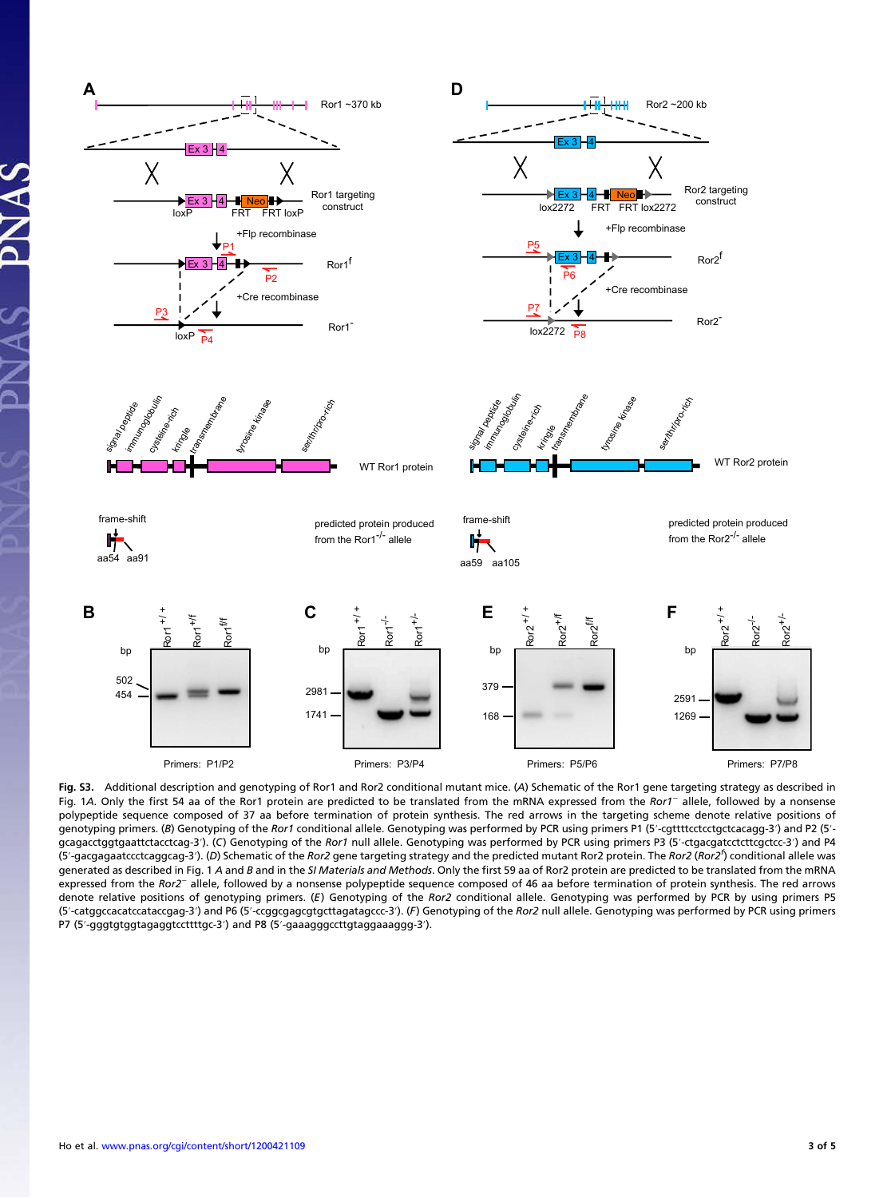**Fig. S3.** Additional description and genotyping of Ror1 and Ror2 conditional mutant mice. (*A*) Schematic of the Ror1 gene targeting strategy as described in Fig. 1*A*. Only the first 54 aa of the Ror1 protein are predicted to be translated from the mRNA expressed from the *Ror1*$^{-}$ allele, followed by a nonsense polypeptide sequence composed of 37 aa before termination of protein synthesis. The red arrows in the targeting scheme denote relative positions of genotyping primers. (*B*) Genotyping of the *Ror1* conditional allele. Genotyping was performed by PCR using primers P1 (5′-cgttttcctcctgctcacagg-3′) and P2 (5′-gcagacctggtgaattctacctcag-3′). (*C*) Genotyping of the *Ror1* null allele. Genotyping was performed by PCR using primers P3 (5′-ctgacgatcctcttcgctcc-3′) and P4 (5′-gacgagaatccctcaggcag-3′). (*D*) Schematic of the *Ror2* gene targeting strategy and the predicted mutant Ror2 protein. The *Ror2* (*Ror2*$^{f}$) conditional allele was generated as described in Fig. 1 *A* and *B* and in the *SI Materials and Methods*. Only the first 59 aa of Ror2 protein are predicted to be translated from the mRNA expressed from the *Ror2*$^{-}$ allele, followed by a nonsense polypeptide sequence composed of 46 aa before termination of protein synthesis. The red arrows denote relative positions of genotyping primers. (*E*) Genotyping of the *Ror2* conditional allele. Genotyping was performed by PCR by using primers P5 (5′-catggccacatccataccgag-3′) and P6 (5′-ccggcgagcgtgcttagatagccc-3′). (*F*) Genotyping of the *Ror2* null allele. Genotyping was performed by PCR using primers P7 (5′-gggtgtggtagaggtccttttgc-3′) and P8 (5′-gaaagggccttgtaggaaaggg-3′).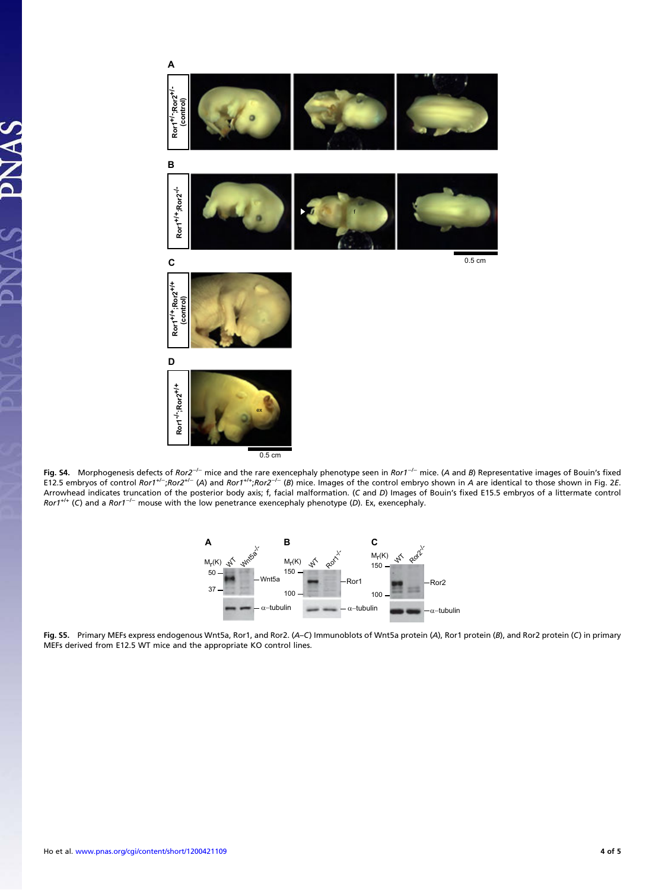**Fig. S4.** Morphogenesis defects of $Ror2^{-/-}$ mice and the rare exencephaly phenotype seen in $Ror1^{-/-}$ mice. (*A* and *B*) Representative images of Bouin's fixed E12.5 embryos of control $Ror1^{+/-};Ror2^{+/-}$ (*A*) and $Ror1^{+/+};Ror2^{-/-}$ (*B*) mice. Images of the control embryo shown in *A* are identical to those shown in Fig. 2*E*. Arrowhead indicates truncation of the posterior body axis; f, facial malformation. (*C* and *D*) Images of Bouin's fixed E15.5 embryos of a littermate control $Ror1^{+/+}$ (*C*) and a $Ror1^{-/-}$ mouse with the low penetrance exencephaly phenotype (*D*). Ex, exencephaly.

**Fig. S5.** Primary MEFs express endogenous Wnt5a, Ror1, and Ror2. (*A*–*C*) Immunoblots of Wnt5a protein (*A*), Ror1 protein (*B*), and Ror2 protein (*C*) in primary MEFs derived from E12.5 WT mice and the appropriate KO control lines.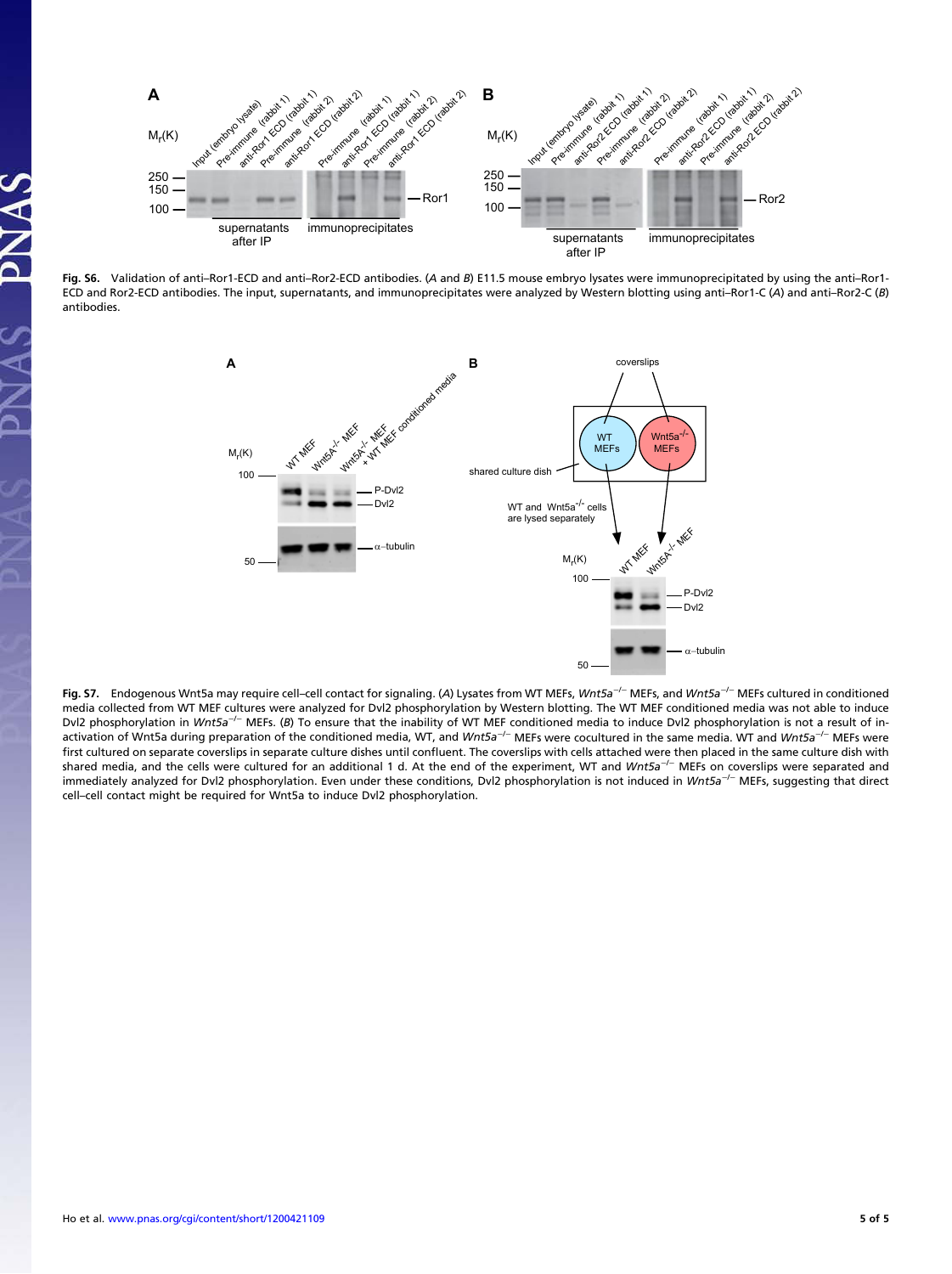A

$M_r$(K)

Input (embryo lysate)
Pre-immune (rabbit 1)
anti-Ror1 ECD (rabbit 1)
Pre-immune (rabbit 2)
anti-Ror1 ECD (rabbit 2)
Pre-immune (rabbit 1)
anti-Ror1 ECD (rabbit 1)
Pre-immune (rabbit 2)
anti-Ror1 ECD (rabbit 2)

250
150
100

Ror1

supernatants after IP

immunoprecipitates

B

$M_r$(K)

Input (embryo lysate)
Pre-immune (rabbit 1)
anti-Ror2 ECD (rabbit 1)
Pre-immune (rabbit 2)
anti-Ror2 ECD (rabbit 2)
Pre-immune (rabbit 1)
anti-Ror2 ECD (rabbit 1)
Pre-immune (rabbit 2)
anti-Ror2 ECD (rabbit 2)

250
150
100

Ror2

supernatants after IP

immunoprecipitates

**Fig. S6.** Validation of anti–Ror1-ECD and anti–Ror2-ECD antibodies. (*A* and *B*) E11.5 mouse embryo lysates were immunoprecipitated by using the anti–Ror1-ECD and Ror2-ECD antibodies. The input, supernatants, and immunoprecipitates were analyzed by Western blotting using anti–Ror1-C (*A*) and anti–Ror2-C (*B*) antibodies.

A

$M_r$(K)

WT MEF
Wnt5A-/- MEF
Wnt5A-/- MEF + WT MEF conditioned media

100
50

P-Dvl2
Dvl2
α–tubulin

B

coverslips

WT MEFs

$Wnt5a^{-/-}$ MEFs

shared culture dish

WT and $Wnt5a^{-/-}$ cells are lysed separately

$M_r$(K)

WT MEF
Wnt5A-/- MEF

100
50

P-Dvl2
Dvl2
α–tubulin

**Fig. S7.** Endogenous Wnt5a may require cell–cell contact for signaling. (*A*) Lysates from WT MEFs, *Wnt5a*$^{-/-}$ MEFs, and *Wnt5a*$^{-/-}$ MEFs cultured in conditioned media collected from WT MEF cultures were analyzed for Dvl2 phosphorylation by Western blotting. The WT MEF conditioned media was not able to induce Dvl2 phosphorylation in *Wnt5a*$^{-/-}$ MEFs. (*B*) To ensure that the inability of WT MEF conditioned media to induce Dvl2 phosphorylation is not a result of in-activation of Wnt5a during preparation of the conditioned media, WT, and *Wnt5a*$^{-/-}$ MEFs were cocultured in the same media. WT and *Wnt5a*$^{-/-}$ MEFs were first cultured on separate coverslips in separate culture dishes until confluent. The coverslips with cells attached were then placed in the same culture dish with shared media, and the cells were cultured for an additional 1 d. At the end of the experiment, WT and *Wnt5a*$^{-/-}$ MEFs on coverslips were separated and immediately analyzed for Dvl2 phosphorylation. Even under these conditions, Dvl2 phosphorylation is not induced in *Wnt5a*$^{-/-}$ MEFs, suggesting that direct cell–cell contact might be required for Wnt5a to induce Dvl2 phosphorylation.